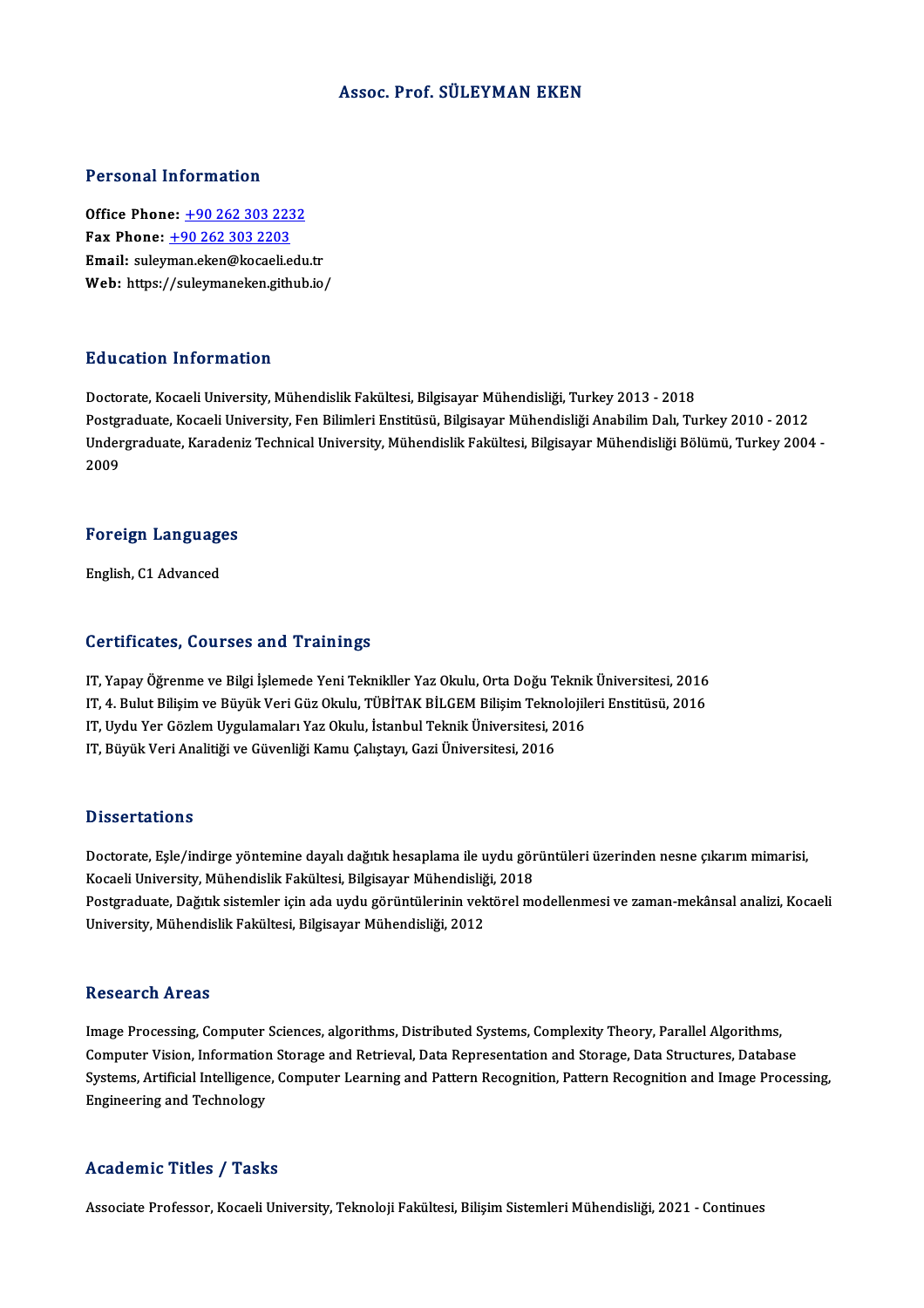# Assoc. Prof. SÜLEYMAN EKEN

## Personal Information

**Office Phone:** +90 262 303 2232
**Fax Phone:** +90 262 303 2203
**Email:** suleyman.eken@kocaeli.edu.tr
**Web:** https://suleymaneken.github.io/

## Education Information

Doctorate, Kocaeli University, Mühendislik Fakültesi, Bilgisayar Mühendisliği, Turkey 2013 - 2018
Postgraduate, Kocaeli University, Fen Bilimleri Enstitüsü, Bilgisayar Mühendisliği Anabilim Dalı, Turkey 2010 - 2012
Undergraduate, Karadeniz Technical University, Mühendislik Fakültesi, Bilgisayar Mühendisliği Bölümü, Turkey 2004 - 2009

## Foreign Languages

English, C1 Advanced

## Certificates, Courses and Trainings

IT, Yapay Öğrenme ve Bilgi İşlemede Yeni Teknikller Yaz Okulu, Orta Doğu Teknik Üniversitesi, 2016
IT, 4. Bulut Bilişim ve Büyük Veri Güz Okulu, TÜBİTAK BİLGEM Bilişim Teknolojileri Enstitüsü, 2016
IT, Uydu Yer Gözlem Uygulamaları Yaz Okulu, İstanbul Teknik Üniversitesi, 2016
IT, Büyük Veri Analitiği ve Güvenliği Kamu Çalıştayı, Gazi Üniversitesi, 2016

## Dissertations

Doctorate, Eşle/indirge yöntemine dayalı dağıtık hesaplama ile uydu görüntüleri üzerinden nesne çıkarım mimarisi, Kocaeli University, Mühendislik Fakültesi, Bilgisayar Mühendisliği, 2018
Postgraduate, Dağıtık sistemler için ada uydu görüntülerinin vektörel modellenmesi ve zaman-mekânsal analizi, Kocaeli University, Mühendislik Fakültesi, Bilgisayar Mühendisliği, 2012

## Research Areas

Image Processing, Computer Sciences, algorithms, Distributed Systems, Complexity Theory, Parallel Algorithms, Computer Vision, Information Storage and Retrieval, Data Representation and Storage, Data Structures, Database Systems, Artificial Intelligence, Computer Learning and Pattern Recognition, Pattern Recognition and Image Processing, Engineering and Technology

## Academic Titles / Tasks

Associate Professor, Kocaeli University, Teknoloji Fakültesi, Bilişim Sistemleri Mühendisliği, 2021 - Continues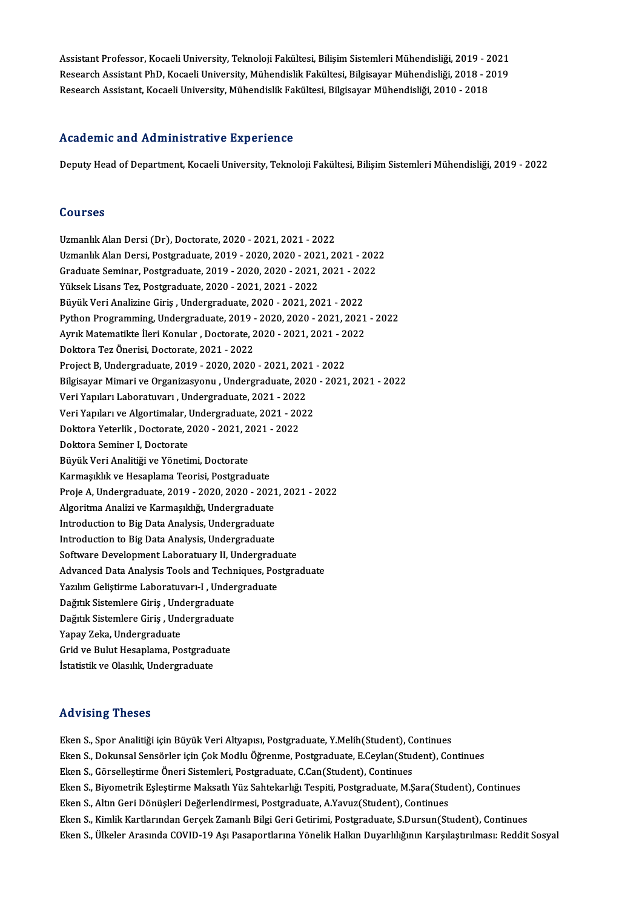Assistant Professor, Kocaeli University, Teknoloji Fakültesi, Bilişim Sistemleri Mühendisliği, 2019 - 2021
Research Assistant PhD, Kocaeli University, Mühendislik Fakültesi, Bilgisayar Mühendisliği, 2018 - 2019
Research Assistant, Kocaeli University, Mühendislik Fakültesi, Bilgisayar Mühendisliği, 2010 - 2018

## Academic and Administrative Experience

Deputy Head of Department, Kocaeli University, Teknoloji Fakültesi, Bilişim Sistemleri Mühendisliği, 2019 - 2022

## Courses

Uzmanlık Alan Dersi (Dr), Doctorate, 2020 - 2021, 2021 - 2022
Uzmanlık Alan Dersi, Postgraduate, 2019 - 2020, 2020 - 2021, 2021 - 2022
Graduate Seminar, Postgraduate, 2019 - 2020, 2020 - 2021, 2021 - 2022
Yüksek Lisans Tez, Postgraduate, 2020 - 2021, 2021 - 2022
Büyük Veri Analizine Giriş , Undergraduate, 2020 - 2021, 2021 - 2022
Python Programming, Undergraduate, 2019 - 2020, 2020 - 2021, 2021 - 2022
Ayrık Matematikte İleri Konular , Doctorate, 2020 - 2021, 2021 - 2022
Doktora Tez Önerisi, Doctorate, 2021 - 2022
Project B, Undergraduate, 2019 - 2020, 2020 - 2021, 2021 - 2022
Bilgisayar Mimari ve Organizasyonu , Undergraduate, 2020 - 2021, 2021 - 2022
Veri Yapıları Laboratuvarı , Undergraduate, 2021 - 2022
Veri Yapıları ve Algortimalar, Undergraduate, 2021 - 2022
Doktora Yeterlik , Doctorate, 2020 - 2021, 2021 - 2022
Doktora Seminer I, Doctorate
Büyük Veri Analitiği ve Yönetimi, Doctorate
Karmaşıklık ve Hesaplama Teorisi, Postgraduate
Proje A, Undergraduate, 2019 - 2020, 2020 - 2021, 2021 - 2022
Algoritma Analizi ve Karmaşıklığı, Undergraduate
Introduction to Big Data Analysis, Undergraduate
Introduction to Big Data Analysis, Undergraduate
Software Development Laboratuary II, Undergraduate
Advanced Data Analysis Tools and Techniques, Postgraduate
Yazılım Geliştirme Laboratuvarı-I , Undergraduate
Dağıtık Sistemlere Giriş , Undergraduate
Dağıtık Sistemlere Giriş , Undergraduate
Yapay Zeka, Undergraduate
Grid ve Bulut Hesaplama, Postgraduate
İstatistik ve Olasılık, Undergraduate

## Advising Theses

Eken S., Spor Analitiği için Büyük Veri Altyapısı, Postgraduate, Y.Melih(Student), Continues
Eken S., Dokunsal Sensörler için Çok Modlu Öğrenme, Postgraduate, E.Ceylan(Student), Continues
Eken S., Görselleştirme Öneri Sistemleri, Postgraduate, C.Can(Student), Continues
Eken S., Biyometrik Eşleştirme Maksatlı Yüz Sahtekarlığı Tespiti, Postgraduate, M.Şara(Student), Continues
Eken S., Altın Geri Dönüşleri Değerlendirmesi, Postgraduate, A.Yavuz(Student), Continues
Eken S., Kimlik Kartlarından Gerçek Zamanlı Bilgi Geri Getirimi, Postgraduate, S.Dursun(Student), Continues
Eken S., Ülkeler Arasında COVID-19 Aşı Pasaportlarına Yönelik Halkın Duyarlılığının Karşılaştırılması: Reddit Sosyal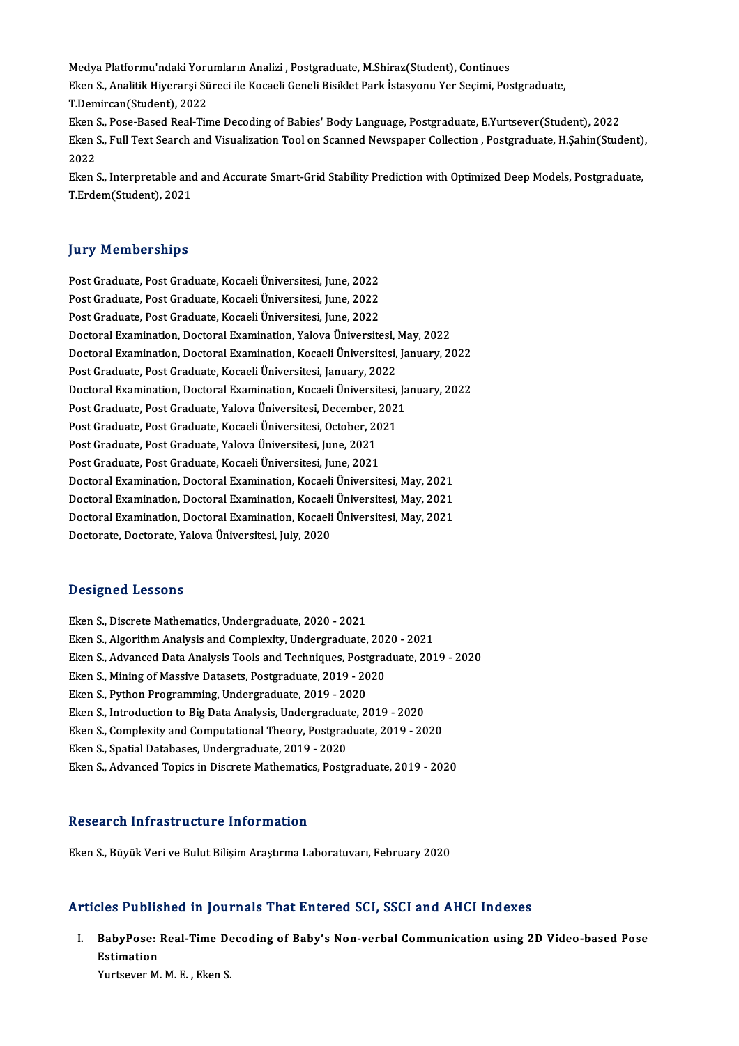Medya Platformu'ndaki Yorumların Analizi , Postgraduate, M.Shiraz(Student), Continues

Eken S., Analitik Hiyerarşi Süreci ile Kocaeli Geneli Bisiklet Park İstasyonu Yer Seçimi, Postgraduate, T.Demircan(Student), 2022

Eken S., Pose-Based Real-Time Decoding of Babies' Body Language, Postgraduate, E.Yurtsever(Student), 2022

Eken S., Full Text Search and Visualization Tool on Scanned Newspaper Collection , Postgraduate, H.Şahin(Student), 2022

Eken S., Interpretable and and Accurate Smart-Grid Stability Prediction with Optimized Deep Models, Postgraduate, T.Erdem(Student), 2021

## Jury Memberships

Post Graduate, Post Graduate, Kocaeli Üniversitesi, June, 2022

Post Graduate, Post Graduate, Kocaeli Üniversitesi, June, 2022

Post Graduate, Post Graduate, Kocaeli Üniversitesi, June, 2022

Doctoral Examination, Doctoral Examination, Yalova Üniversitesi, May, 2022

Doctoral Examination, Doctoral Examination, Kocaeli Üniversitesi, January, 2022

Post Graduate, Post Graduate, Kocaeli Üniversitesi, January, 2022

Doctoral Examination, Doctoral Examination, Kocaeli Üniversitesi, January, 2022

Post Graduate, Post Graduate, Yalova Üniversitesi, December, 2021

Post Graduate, Post Graduate, Kocaeli Üniversitesi, October, 2021

Post Graduate, Post Graduate, Yalova Üniversitesi, June, 2021

Post Graduate, Post Graduate, Kocaeli Üniversitesi, June, 2021

Doctoral Examination, Doctoral Examination, Kocaeli Üniversitesi, May, 2021

Doctoral Examination, Doctoral Examination, Kocaeli Üniversitesi, May, 2021

Doctoral Examination, Doctoral Examination, Kocaeli Üniversitesi, May, 2021

Doctorate, Doctorate, Yalova Üniversitesi, July, 2020

## Designed Lessons

Eken S., Discrete Mathematics, Undergraduate, 2020 - 2021

Eken S., Algorithm Analysis and Complexity, Undergraduate, 2020 - 2021

Eken S., Advanced Data Analysis Tools and Techniques, Postgraduate, 2019 - 2020

Eken S., Mining of Massive Datasets, Postgraduate, 2019 - 2020

Eken S., Python Programming, Undergraduate, 2019 - 2020

Eken S., Introduction to Big Data Analysis, Undergraduate, 2019 - 2020

Eken S., Complexity and Computational Theory, Postgraduate, 2019 - 2020

Eken S., Spatial Databases, Undergraduate, 2019 - 2020

Eken S., Advanced Topics in Discrete Mathematics, Postgraduate, 2019 - 2020

## Research Infrastructure Information

Eken S., Büyük Veri ve Bulut Bilişim Araştırma Laboratuvarı, February 2020

## Articles Published in Journals That Entered SCI, SSCI and AHCI Indexes

I. **BabyPose: Real-Time Decoding of Baby's Non-verbal Communication using 2D Video-based Pose Estimation**
   Yurtsever M. M. E. , Eken S.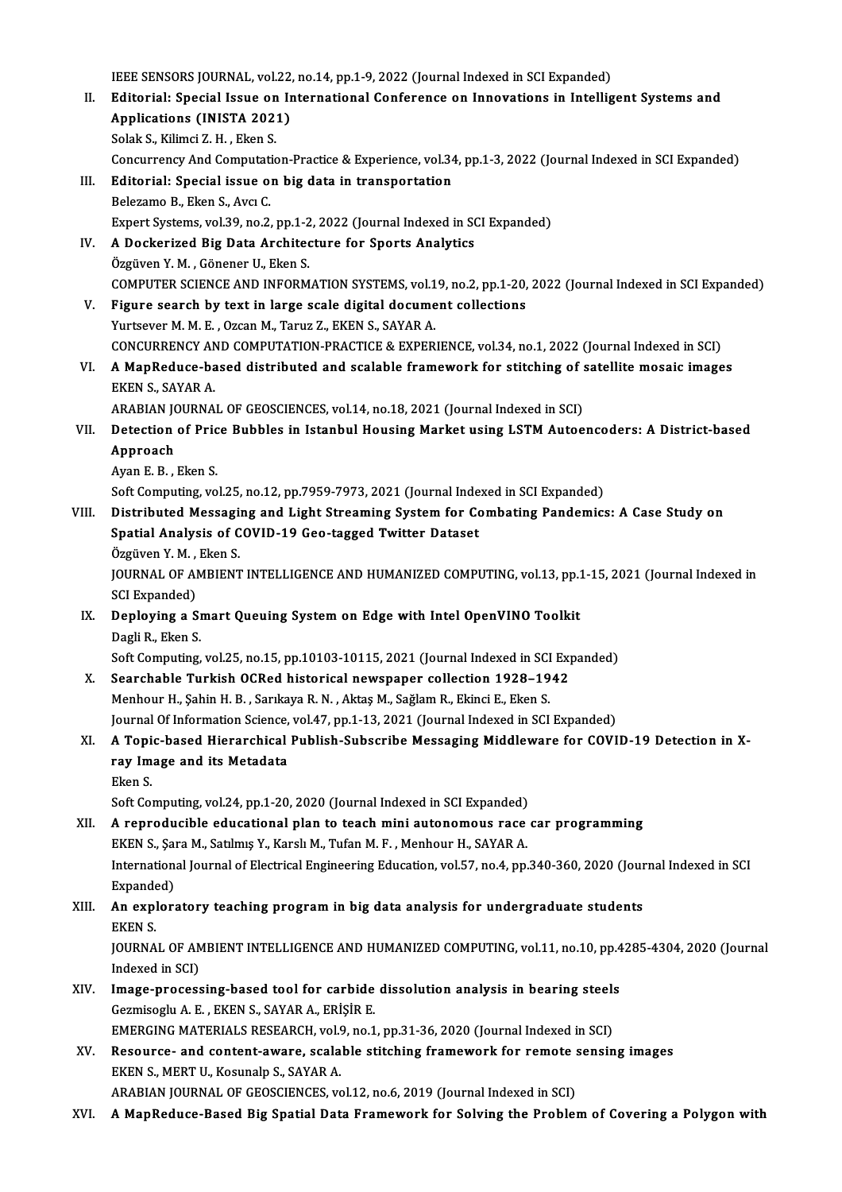IEEE SENSORS JOURNAL, vol.22, no.14, pp.1-9, 2022 (Journal Indexed in SCI Expanded)

II. **Editorial: Special Issue on International Conference on Innovations in Intelligent Systems and Applications (INISTA 2021)**
Solak S., Kilimci Z. H. , Eken S.
Concurrency And Computation-Practice & Experience, vol.34, pp.1-3, 2022 (Journal Indexed in SCI Expanded)

III. **Editorial: Special issue on big data in transportation**
Belezamo B., Eken S., Avcı C.
Expert Systems, vol.39, no.2, pp.1-2, 2022 (Journal Indexed in SCI Expanded)

IV. **A Dockerized Big Data Architecture for Sports Analytics**
Özgüven Y. M. , Gönener U., Eken S.
COMPUTER SCIENCE AND INFORMATION SYSTEMS, vol.19, no.2, pp.1-20, 2022 (Journal Indexed in SCI Expanded)

V. **Figure search by text in large scale digital document collections**
Yurtsever M. M. E. , Ozcan M., Taruz Z., EKEN S., SAYAR A.
CONCURRENCY AND COMPUTATION-PRACTICE & EXPERIENCE, vol.34, no.1, 2022 (Journal Indexed in SCI)

VI. **A MapReduce-based distributed and scalable framework for stitching of satellite mosaic images**
EKEN S., SAYAR A.
ARABIAN JOURNAL OF GEOSCIENCES, vol.14, no.18, 2021 (Journal Indexed in SCI)

VII. **Detection of Price Bubbles in Istanbul Housing Market using LSTM Autoencoders: A District-based Approach**
Ayan E. B. , Eken S.
Soft Computing, vol.25, no.12, pp.7959-7973, 2021 (Journal Indexed in SCI Expanded)

VIII. **Distributed Messaging and Light Streaming System for Combating Pandemics: A Case Study on Spatial Analysis of COVID-19 Geo-tagged Twitter Dataset**
Özgüven Y. M. , Eken S.
JOURNAL OF AMBIENT INTELLIGENCE AND HUMANIZED COMPUTING, vol.13, pp.1-15, 2021 (Journal Indexed in SCI Expanded)

IX. **Deploying a Smart Queuing System on Edge with Intel OpenVINO Toolkit**
Dagli R., Eken S.
Soft Computing, vol.25, no.15, pp.10103-10115, 2021 (Journal Indexed in SCI Expanded)

X. **Searchable Turkish OCRed historical newspaper collection 1928–1942**
Menhour H., Şahin H. B. , Sarıkaya R. N. , Aktaş M., Sağlam R., Ekinci E., Eken S.
Journal Of Information Science, vol.47, pp.1-13, 2021 (Journal Indexed in SCI Expanded)

XI. **A Topic-based Hierarchical Publish-Subscribe Messaging Middleware for COVID-19 Detection in X-ray Image and its Metadata**
Eken S.
Soft Computing, vol.24, pp.1-20, 2020 (Journal Indexed in SCI Expanded)

XII. **A reproducible educational plan to teach mini autonomous race car programming**
EKEN S., Şara M., Satılmış Y., Karslı M., Tufan M. F. , Menhour H., SAYAR A.
International Journal of Electrical Engineering Education, vol.57, no.4, pp.340-360, 2020 (Journal Indexed in SCI Expanded)

XIII. **An exploratory teaching program in big data analysis for undergraduate students**
EKEN S.
JOURNAL OF AMBIENT INTELLIGENCE AND HUMANIZED COMPUTING, vol.11, no.10, pp.4285-4304, 2020 (Journal Indexed in SCI)

XIV. **Image-processing-based tool for carbide dissolution analysis in bearing steels**
Gezmisoglu A. E. , EKEN S., SAYAR A., ERİŞİR E.
EMERGING MATERIALS RESEARCH, vol.9, no.1, pp.31-36, 2020 (Journal Indexed in SCI)

XV. **Resource- and content-aware, scalable stitching framework for remote sensing images**
EKEN S., MERT U., Kosunalp S., SAYAR A.
ARABIAN JOURNAL OF GEOSCIENCES, vol.12, no.6, 2019 (Journal Indexed in SCI)

XVI. **A MapReduce-Based Big Spatial Data Framework for Solving the Problem of Covering a Polygon with**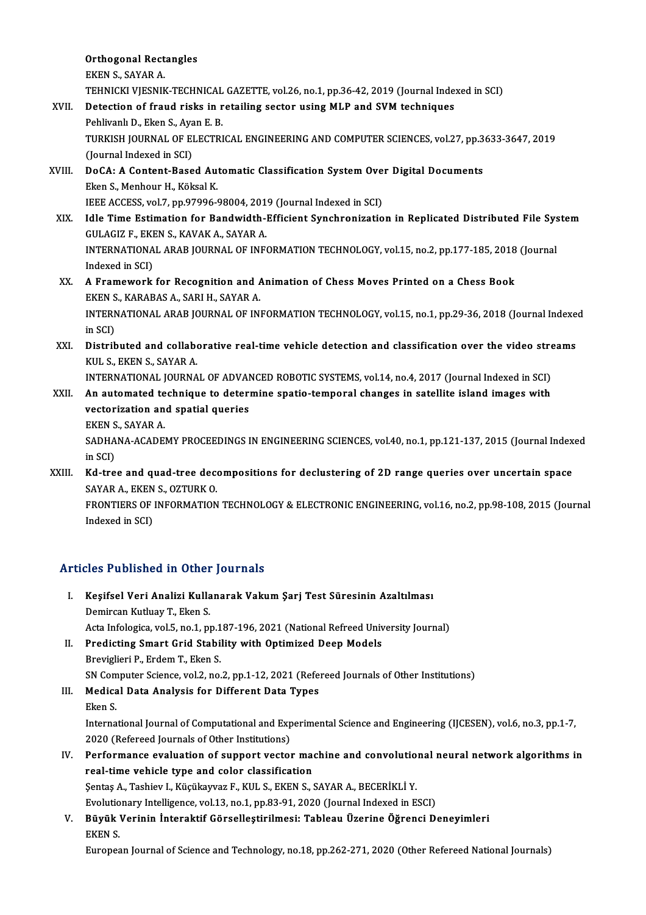**Orthogonal Rectangles**
EKEN S., SAYAR A.
TEHNICKI VJESNIK-TECHNICAL GAZETTE, vol.26, no.1, pp.36-42, 2019 (Journal Indexed in SCI)

XVII. **Detection of fraud risks in retailing sector using MLP and SVM techniques**
Pehlivanlı D., Eken S., Ayan E. B.
TURKISH JOURNAL OF ELECTRICAL ENGINEERING AND COMPUTER SCIENCES, vol.27, pp.3633-3647, 2019 (Journal Indexed in SCI)

XVIII. **DoCA: A Content-Based Automatic Classification System Over Digital Documents**
Eken S., Menhour H., Köksal K.
IEEE ACCESS, vol.7, pp.97996-98004, 2019 (Journal Indexed in SCI)

XIX. **Idle Time Estimation for Bandwidth-Efficient Synchronization in Replicated Distributed File System**
GULAGIZ F., EKEN S., KAVAK A., SAYAR A.
INTERNATIONAL ARAB JOURNAL OF INFORMATION TECHNOLOGY, vol.15, no.2, pp.177-185, 2018 (Journal Indexed in SCI)

XX. **A Framework for Recognition and Animation of Chess Moves Printed on a Chess Book**
EKEN S., KARABAS A., SARI H., SAYAR A.
INTERNATIONAL ARAB JOURNAL OF INFORMATION TECHNOLOGY, vol.15, no.1, pp.29-36, 2018 (Journal Indexed in SCI)

XXI. **Distributed and collaborative real-time vehicle detection and classification over the video streams**
KUL S., EKEN S., SAYAR A.
INTERNATIONAL JOURNAL OF ADVANCED ROBOTIC SYSTEMS, vol.14, no.4, 2017 (Journal Indexed in SCI)

XXII. **An automated technique to determine spatio-temporal changes in satellite island images with vectorization and spatial queries**
EKEN S., SAYAR A.
SADHANA-ACADEMY PROCEEDINGS IN ENGINEERING SCIENCES, vol.40, no.1, pp.121-137, 2015 (Journal Indexed in SCI)

XXIII. **Kd-tree and quad-tree decompositions for declustering of 2D range queries over uncertain space**
SAYAR A., EKEN S., OZTURK O.
FRONTIERS OF INFORMATION TECHNOLOGY & ELECTRONIC ENGINEERING, vol.16, no.2, pp.98-108, 2015 (Journal Indexed in SCI)

## Articles Published in Other Journals

I. **Keşifsel Veri Analizi Kullanarak Vakum Şarj Test Süresinin Azaltılması**
Demircan Kutluay T., Eken S.
Acta Infologica, vol.5, no.1, pp.187-196, 2021 (National Refreed University Journal)

II. **Predicting Smart Grid Stability with Optimized Deep Models**
Breviglieri P., Erdem T., Eken S.
SN Computer Science, vol.2, no.2, pp.1-12, 2021 (Refereed Journals of Other Institutions)

III. **Medical Data Analysis for Different Data Types**
Eken S.
International Journal of Computational and Experimental Science and Engineering (IJCESEN), vol.6, no.3, pp.1-7, 2020 (Refereed Journals of Other Institutions)

IV. **Performance evaluation of support vector machine and convolutional neural network algorithms in real-time vehicle type and color classification**
Şentaş A., Tashiev I., Küçükayvaz F., KUL S., EKEN S., SAYAR A., BECERİKLİ Y.
Evolutionary Intelligence, vol.13, no.1, pp.83-91, 2020 (Journal Indexed in ESCI)

V. **Büyük Verinin İnteraktif Görselleştirilmesi: Tableau Üzerine Öğrenci Deneyimleri**
EKEN S.
European Journal of Science and Technology, no.18, pp.262-271, 2020 (Other Refereed National Journals)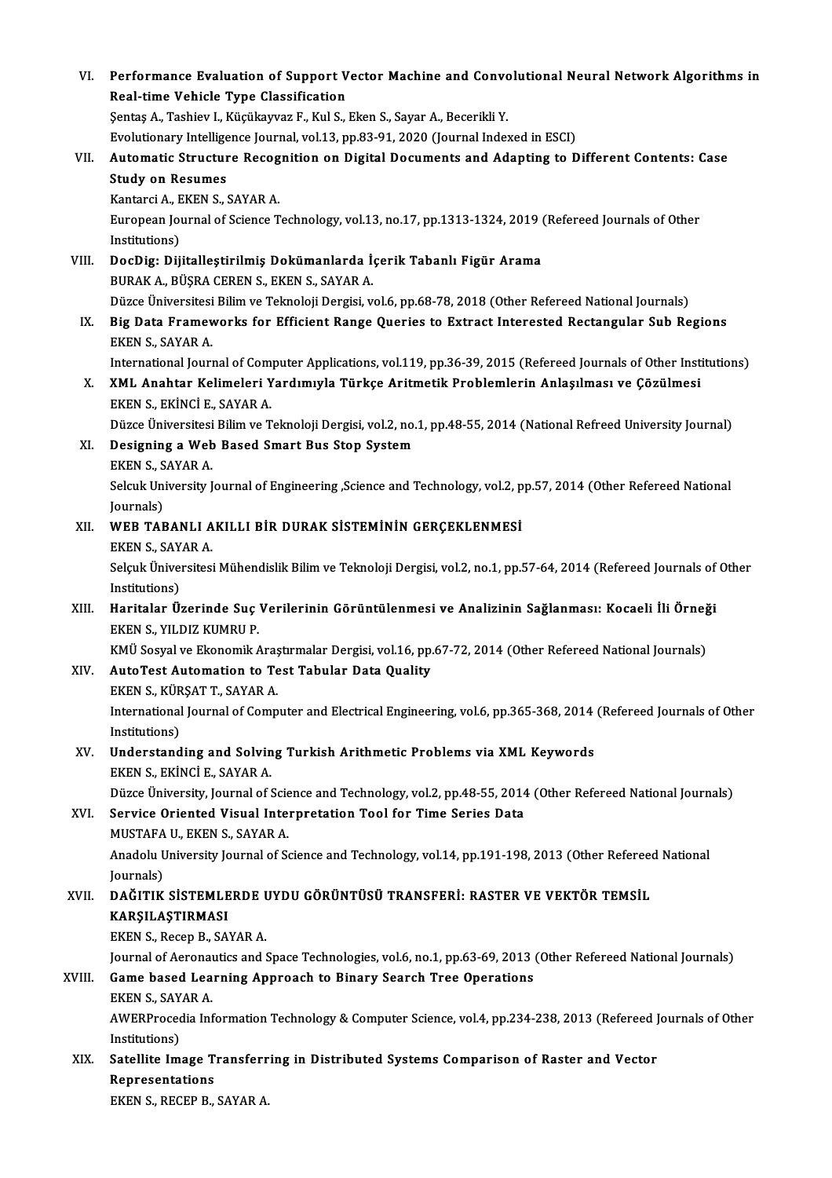VI. **Performance Evaluation of Support Vector Machine and Convolutional Neural Network Algorithms in Real-time Vehicle Type Classification**
Şentaş A., Tashiev I., Küçükayvaz F., Kul S., Eken S., Sayar A., Becerikli Y.
Evolutionary Intelligence Journal, vol.13, pp.83-91, 2020 (Journal Indexed in ESCI)

VII. **Automatic Structure Recognition on Digital Documents and Adapting to Different Contents: Case Study on Resumes**
Kantarci A., EKEN S., SAYAR A.
European Journal of Science Technology, vol.13, no.17, pp.1313-1324, 2019 (Refereed Journals of Other Institutions)

VIII. **DocDig: Dijitalleştirilmiş Dokümanlarda İçerik Tabanlı Figür Arama**
BURAK A., BÜŞRA CEREN S., EKEN S., SAYAR A.
Düzce Üniversitesi Bilim ve Teknoloji Dergisi, vol.6, pp.68-78, 2018 (Other Refereed National Journals)

IX. **Big Data Frameworks for Efficient Range Queries to Extract Interested Rectangular Sub Regions**
EKEN S., SAYAR A.
International Journal of Computer Applications, vol.119, pp.36-39, 2015 (Refereed Journals of Other Institutions)

X. **XML Anahtar Kelimeleri Yardımıyla Türkçe Aritmetik Problemlerin Anlaşılması ve Çözülmesi**
EKEN S., EKİNCİ E., SAYAR A.
Düzce Üniversitesi Bilim ve Teknoloji Dergisi, vol.2, no.1, pp.48-55, 2014 (National Refreed University Journal)

XI. **Designing a Web Based Smart Bus Stop System**
EKEN S., SAYAR A.
Selcuk University Journal of Engineering ,Science and Technology, vol.2, pp.57, 2014 (Other Refereed National Journals)

XII. **WEB TABANLI AKILLI BİR DURAK SİSTEMİNİN GERÇEKLENMESİ**
EKEN S., SAYAR A.
Selçuk Üniversitesi Mühendislik Bilim ve Teknoloji Dergisi, vol.2, no.1, pp.57-64, 2014 (Refereed Journals of Other Institutions)

XIII. **Haritalar Üzerinde Suç Verilerinin Görüntülenmesi ve Analizinin Sağlanması: Kocaeli İli Örneği**
EKEN S., YILDIZ KUMRU P.
KMÜ Sosyal ve Ekonomik Araştırmalar Dergisi, vol.16, pp.67-72, 2014 (Other Refereed National Journals)

XIV. **AutoTest Automation to Test Tabular Data Quality**
EKEN S., KÜRŞAT T., SAYAR A.
International Journal of Computer and Electrical Engineering, vol.6, pp.365-368, 2014 (Refereed Journals of Other Institutions)

XV. **Understanding and Solving Turkish Arithmetic Problems via XML Keywords**
EKEN S., EKİNCİ E., SAYAR A.
Düzce University, Journal of Science and Technology, vol.2, pp.48-55, 2014 (Other Refereed National Journals)

XVI. **Service Oriented Visual Interpretation Tool for Time Series Data**
MUSTAFA U., EKEN S., SAYAR A.
Anadolu University Journal of Science and Technology, vol.14, pp.191-198, 2013 (Other Refereed National Journals)

XVII. **DAĞITIK SİSTEMLERDE UYDU GÖRÜNTÜSÜ TRANSFERİ: RASTER VE VEKTÖR TEMSİL KARŞILAŞTIRMASI**
EKEN S., Recep B., SAYAR A.
Journal of Aeronautics and Space Technologies, vol.6, no.1, pp.63-69, 2013 (Other Refereed National Journals)

XVIII. **Game based Learning Approach to Binary Search Tree Operations**
EKEN S., SAYAR A.
AWERProcedia Information Technology & Computer Science, vol.4, pp.234-238, 2013 (Refereed Journals of Other Institutions)

XIX. **Satellite Image Transferring in Distributed Systems Comparison of Raster and Vector Representations**
EKEN S., RECEP B., SAYAR A.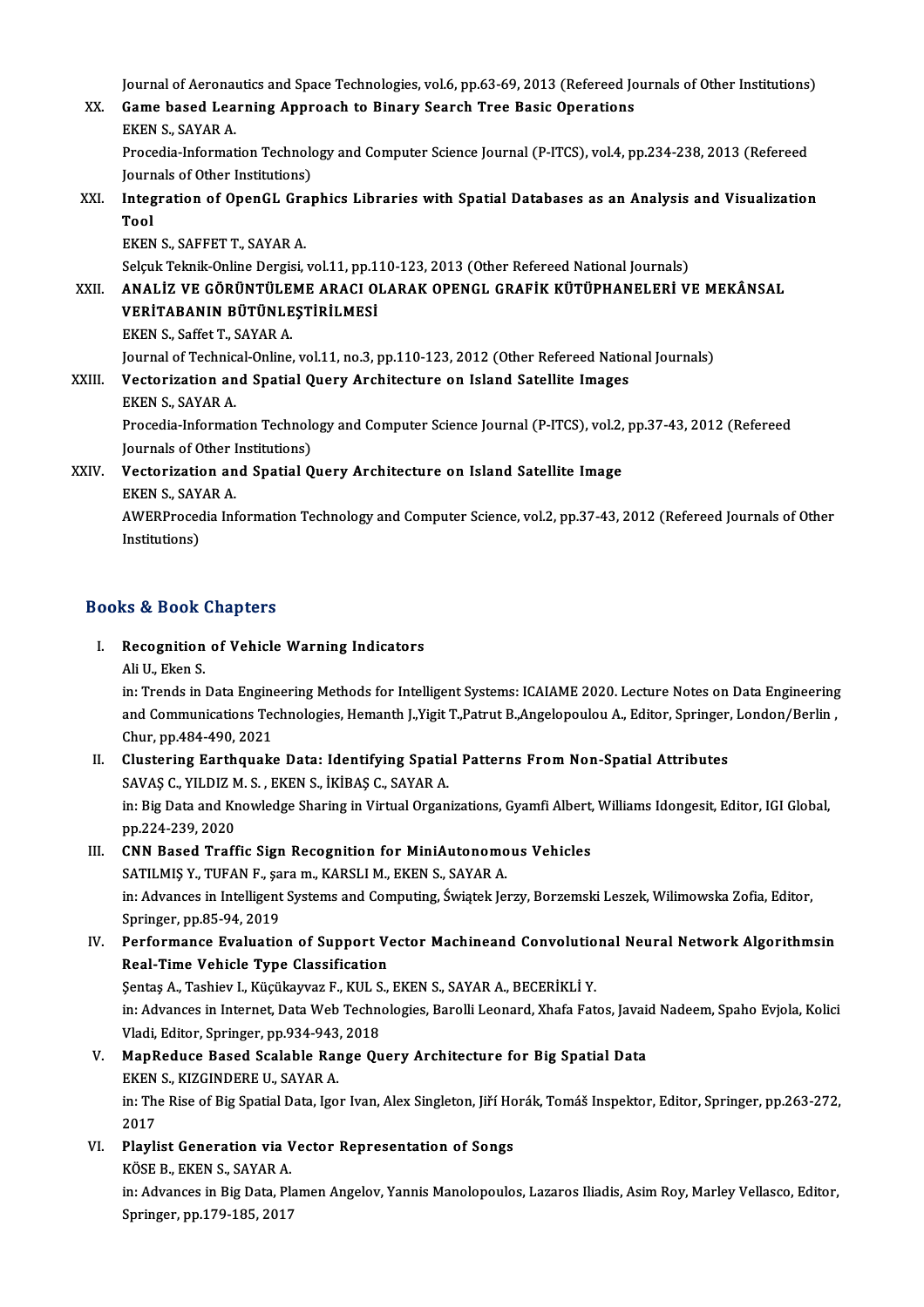Journal of Aeronautics and Space Technologies, vol.6, pp.63-69, 2013 (Refereed Journals of Other Institutions)

XX. **Game based Learning Approach to Binary Search Tree Basic Operations**
EKEN S., SAYAR A.
Procedia-Information Technology and Computer Science Journal (P-ITCS), vol.4, pp.234-238, 2013 (Refereed Journals of Other Institutions)

XXI. **Integration of OpenGL Graphics Libraries with Spatial Databases as an Analysis and Visualization Tool**
EKEN S., SAFFET T., SAYAR A.
Selçuk Teknik-Online Dergisi, vol.11, pp.110-123, 2013 (Other Refereed National Journals)

XXII. **ANALİZ VE GÖRÜNTÜLEME ARACI OLARAK OPENGL GRAFİK KÜTÜPHANELERİ VE MEKÂNSAL VERİTABANIN BÜTÜNLEŞTİRİLMESİ**
EKEN S., Saffet T., SAYAR A.
Journal of Technical-Online, vol.11, no.3, pp.110-123, 2012 (Other Refereed National Journals)

XXIII. **Vectorization and Spatial Query Architecture on Island Satellite Images**
EKEN S., SAYAR A.
Procedia-Information Technology and Computer Science Journal (P-ITCS), vol.2, pp.37-43, 2012 (Refereed Journals of Other Institutions)

XXIV. **Vectorization and Spatial Query Architecture on Island Satellite Image**
EKEN S., SAYAR A.
AWERProcedia Information Technology and Computer Science, vol.2, pp.37-43, 2012 (Refereed Journals of Other Institutions)

## Books & Book Chapters

I. **Recognition of Vehicle Warning Indicators**
Ali U., Eken S.
in: Trends in Data Engineering Methods for Intelligent Systems: ICAIAME 2020. Lecture Notes on Data Engineering and Communications Technologies, Hemanth J.,Yigit T.,Patrut B.,Angelopoulou A., Editor, Springer, London/Berlin , Chur, pp.484-490, 2021

II. **Clustering Earthquake Data: Identifying Spatial Patterns From Non-Spatial Attributes**
SAVAŞ C., YILDIZ M. S. , EKEN S., İKİBAŞ C., SAYAR A.
in: Big Data and Knowledge Sharing in Virtual Organizations, Gyamfi Albert, Williams Idongesit, Editor, IGI Global, pp.224-239, 2020

III. **CNN Based Traffic Sign Recognition for MiniAutonomous Vehicles**
SATILMIŞ Y., TUFAN F., şara m., KARSLI M., EKEN S., SAYAR A.
in: Advances in Intelligent Systems and Computing, Świątek Jerzy, Borzemski Leszek, Wilimowska Zofia, Editor, Springer, pp.85-94, 2019

IV. **Performance Evaluation of Support Vector Machineand Convolutional Neural Network Algorithmsin Real-Time Vehicle Type Classification**
Şentaş A., Tashiev I., Küçükayvaz F., KUL S., EKEN S., SAYAR A., BECERİKLİ Y.
in: Advances in Internet, Data Web Technologies, Barolli Leonard, Xhafa Fatos, Javaid Nadeem, Spaho Evjola, Kolici Vladi, Editor, Springer, pp.934-943, 2018

V. **MapReduce Based Scalable Range Query Architecture for Big Spatial Data**
EKEN S., KIZGINDERE U., SAYAR A.
in: The Rise of Big Spatial Data, Igor Ivan, Alex Singleton, Jiří Horák, Tomáš Inspektor, Editor, Springer, pp.263-272, 2017

VI. **Playlist Generation via Vector Representation of Songs**
KÖSE B., EKEN S., SAYAR A.
in: Advances in Big Data, Plamen Angelov, Yannis Manolopoulos, Lazaros Iliadis, Asim Roy, Marley Vellasco, Editor, Springer, pp.179-185, 2017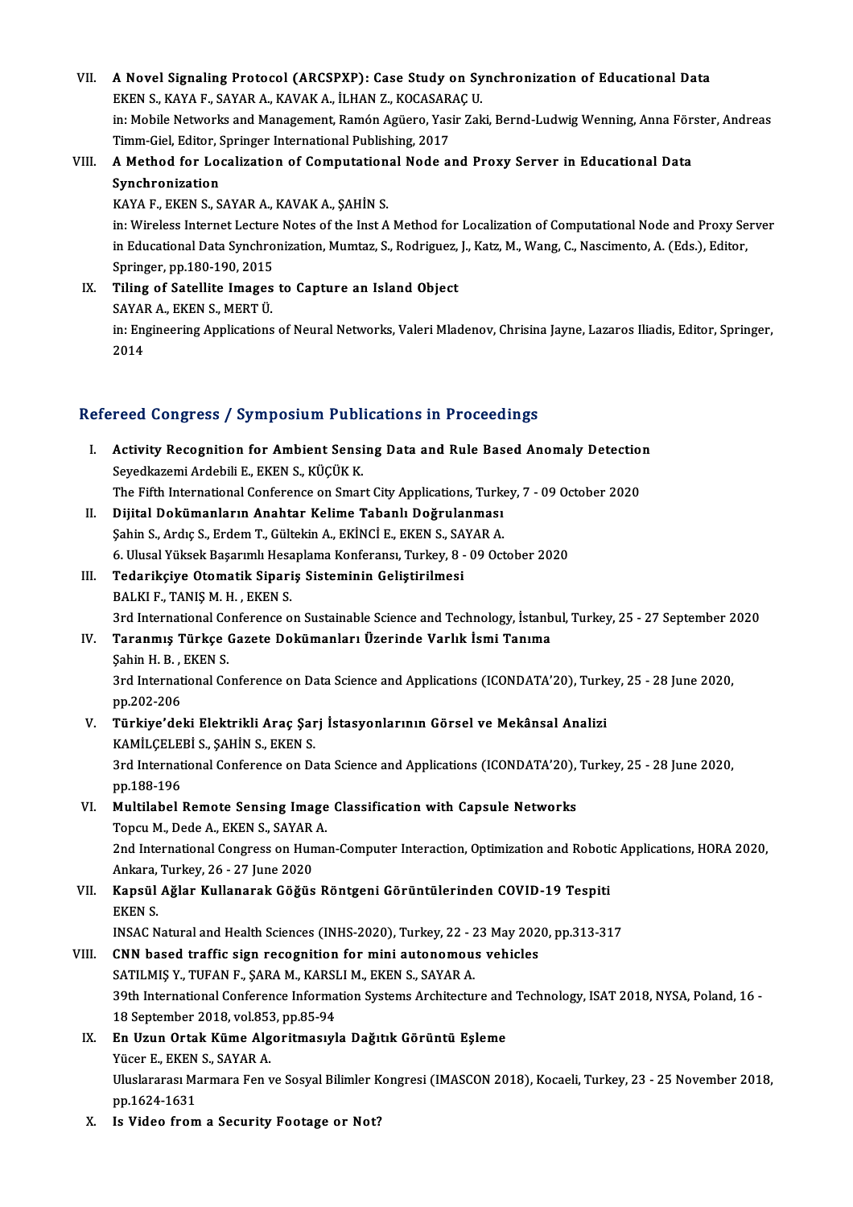VII. **A Novel Signaling Protocol (ARCSPXP): Case Study on Synchronization of Educational Data**
EKEN S., KAYA F., SAYAR A., KAVAK A., İLHAN Z., KOCASARAÇ U.
in: Mobile Networks and Management, Ramón Agüero, Yasir Zaki, Bernd-Ludwig Wenning, Anna Förster, Andreas Timm-Giel, Editor, Springer International Publishing, 2017

VIII. **A Method for Localization of Computational Node and Proxy Server in Educational Data Synchronization**
KAYA F., EKEN S., SAYAR A., KAVAK A., ŞAHİN S.
in: Wireless Internet Lecture Notes of the Inst A Method for Localization of Computational Node and Proxy Server in Educational Data Synchronization, Mumtaz, S., Rodriguez, J., Katz, M., Wang, C., Nascimento, A. (Eds.), Editor, Springer, pp.180-190, 2015

IX. **Tiling of Satellite Images to Capture an Island Object**
SAYAR A., EKEN S., MERT Ü.
in: Engineering Applications of Neural Networks, Valeri Mladenov, Chrisina Jayne, Lazaros Iliadis, Editor, Springer, 2014

## Refereed Congress / Symposium Publications in Proceedings

I. **Activity Recognition for Ambient Sensing Data and Rule Based Anomaly Detection**
Seyedkazemi Ardebili E., EKEN S., KÜÇÜK K.
The Fifth International Conference on Smart City Applications, Turkey, 7 - 09 October 2020

II. **Dijital Dokümanların Anahtar Kelime Tabanlı Doğrulanması**
Şahin S., Ardıç S., Erdem T., Gültekin A., EKİNCİ E., EKEN S., SAYAR A.
6. Ulusal Yüksek Başarımlı Hesaplama Konferansı, Turkey, 8 - 09 October 2020

III. **Tedarikçiye Otomatik Sipariş Sisteminin Geliştirilmesi**
BALKI F., TANIŞ M. H. , EKEN S.
3rd International Conference on Sustainable Science and Technology, İstanbul, Turkey, 25 - 27 September 2020

IV. **Taranmış Türkçe Gazete Dokümanları Üzerinde Varlık İsmi Tanıma**
Şahin H. B. , EKEN S.
3rd International Conference on Data Science and Applications (ICONDATA'20), Turkey, 25 - 28 June 2020, pp.202-206

V. **Türkiye'deki Elektrikli Araç Şarj İstasyonlarının Görsel ve Mekânsal Analizi**
KAMİLÇELEBİ S., ŞAHİN S., EKEN S.
3rd International Conference on Data Science and Applications (ICONDATA'20), Turkey, 25 - 28 June 2020, pp.188-196

VI. **Multilabel Remote Sensing Image Classification with Capsule Networks**
Topcu M., Dede A., EKEN S., SAYAR A.
2nd International Congress on Human-Computer Interaction, Optimization and Robotic Applications, HORA 2020, Ankara, Turkey, 26 - 27 June 2020

VII. **Kapsül Ağlar Kullanarak Göğüs Röntgeni Görüntülerinden COVID-19 Tespiti**
EKEN S.
INSAC Natural and Health Sciences (INHS-2020), Turkey, 22 - 23 May 2020, pp.313-317

VIII. **CNN based traffic sign recognition for mini autonomous vehicles**
SATILMIŞ Y., TUFAN F., ŞARA M., KARSLI M., EKEN S., SAYAR A.
39th International Conference Information Systems Architecture and Technology, ISAT 2018, NYSA, Poland, 16 - 18 September 2018, vol.853, pp.85-94

IX. **En Uzun Ortak Küme Algoritmasıyla Dağıtık Görüntü Eşleme**
Yücer E., EKEN S., SAYAR A.
Uluslararası Marmara Fen ve Sosyal Bilimler Kongresi (IMASCON 2018), Kocaeli, Turkey, 23 - 25 November 2018, pp.1624-1631

X. **Is Video from a Security Footage or Not?**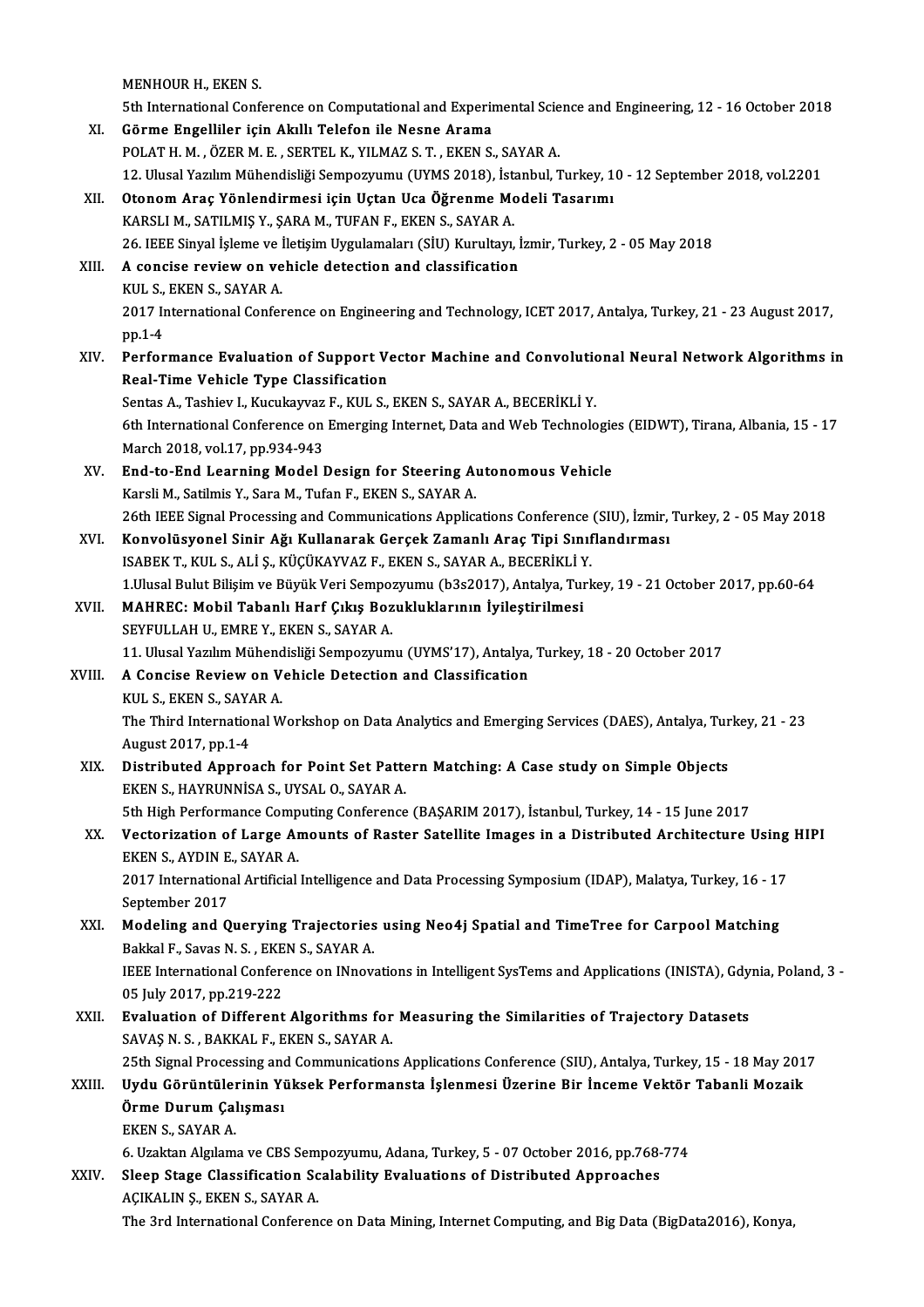MENHOUR H., EKEN S.

5th International Conference on Computational and Experimental Science and Engineering, 12 - 16 October 2018

XI. **Görme Engelliler için Akıllı Telefon ile Nesne Arama**
POLAT H. M. , ÖZER M. E. , SERTEL K., YILMAZ S. T. , EKEN S., SAYAR A.
12. Ulusal Yazılım Mühendisliği Sempozyumu (UYMS 2018), İstanbul, Turkey, 10 - 12 September 2018, vol.2201

XII. **Otonom Araç Yönlendirmesi için Uçtan Uca Öğrenme Modeli Tasarımı**
KARSLI M., SATILMIŞ Y., ŞARA M., TUFAN F., EKEN S., SAYAR A.
26. IEEE Sinyal İşleme ve İletişim Uygulamaları (SİU) Kurultayı, İzmir, Turkey, 2 - 05 May 2018

XIII. **A concise review on vehicle detection and classification**
KUL S., EKEN S., SAYAR A.
2017 International Conference on Engineering and Technology, ICET 2017, Antalya, Turkey, 21 - 23 August 2017, pp.1-4

XIV. **Performance Evaluation of Support Vector Machine and Convolutional Neural Network Algorithms in Real-Time Vehicle Type Classification**
Sentas A., Tashiev I., Kucukayvaz F., KUL S., EKEN S., SAYAR A., BECERİKLİ Y.
6th International Conference on Emerging Internet, Data and Web Technologies (EIDWT), Tirana, Albania, 15 - 17 March 2018, vol.17, pp.934-943

XV. **End-to-End Learning Model Design for Steering Autonomous Vehicle**
Karsli M., Satilmis Y., Sara M., Tufan F., EKEN S., SAYAR A.
26th IEEE Signal Processing and Communications Applications Conference (SIU), İzmir, Turkey, 2 - 05 May 2018

XVI. **Konvolüsyonel Sinir Ağı Kullanarak Gerçek Zamanlı Araç Tipi Sınıflandırması**
ISABEK T., KUL S., ALİ Ş., KÜÇÜKAYVAZ F., EKEN S., SAYAR A., BECERİKLİ Y.
1.Ulusal Bulut Bilişim ve Büyük Veri Sempozyumu (b3s2017), Antalya, Turkey, 19 - 21 October 2017, pp.60-64

XVII. **MAHREC: Mobil Tabanlı Harf Çıkış Bozukluklarının İyileştirilmesi**
SEYFULLAH U., EMRE Y., EKEN S., SAYAR A.
11. Ulusal Yazılım Mühendisliği Sempozyumu (UYMS'17), Antalya, Turkey, 18 - 20 October 2017

XVIII. **A Concise Review on Vehicle Detection and Classification**
KUL S., EKEN S., SAYAR A.
The Third International Workshop on Data Analytics and Emerging Services (DAES), Antalya, Turkey, 21 - 23 August 2017, pp.1-4

XIX. **Distributed Approach for Point Set Pattern Matching: A Case study on Simple Objects**
EKEN S., HAYRUNNİSA S., UYSAL O., SAYAR A.
5th High Performance Computing Conference (BAŞARIM 2017), İstanbul, Turkey, 14 - 15 June 2017

XX. **Vectorization of Large Amounts of Raster Satellite Images in a Distributed Architecture Using HIPI**
EKEN S., AYDIN E., SAYAR A.
2017 International Artificial Intelligence and Data Processing Symposium (IDAP), Malatya, Turkey, 16 - 17 September 2017

XXI. **Modeling and Querying Trajectories using Neo4j Spatial and TimeTree for Carpool Matching**
Bakkal F., Savas N. S. , EKEN S., SAYAR A.
IEEE International Conference on INnovations in Intelligent SysTems and Applications (INISTA), Gdynia, Poland, 3 - 05 July 2017, pp.219-222

XXII. **Evaluation of Different Algorithms for Measuring the Similarities of Trajectory Datasets**
SAVAŞ N. S. , BAKKAL F., EKEN S., SAYAR A.
25th Signal Processing and Communications Applications Conference (SIU), Antalya, Turkey, 15 - 18 May 2017

XXIII. **Uydu Görüntülerinin Yüksek Performansta İşlenmesi Üzerine Bir İnceme Vektör Tabanli Mozaik Örme Durum Çalışması**
EKEN S., SAYAR A.
6. Uzaktan Algılama ve CBS Sempozyumu, Adana, Turkey, 5 - 07 October 2016, pp.768-774

XXIV. **Sleep Stage Classification Scalability Evaluations of Distributed Approaches**
AÇIKALIN Ş., EKEN S., SAYAR A.
The 3rd International Conference on Data Mining, Internet Computing, and Big Data (BigData2016), Konya,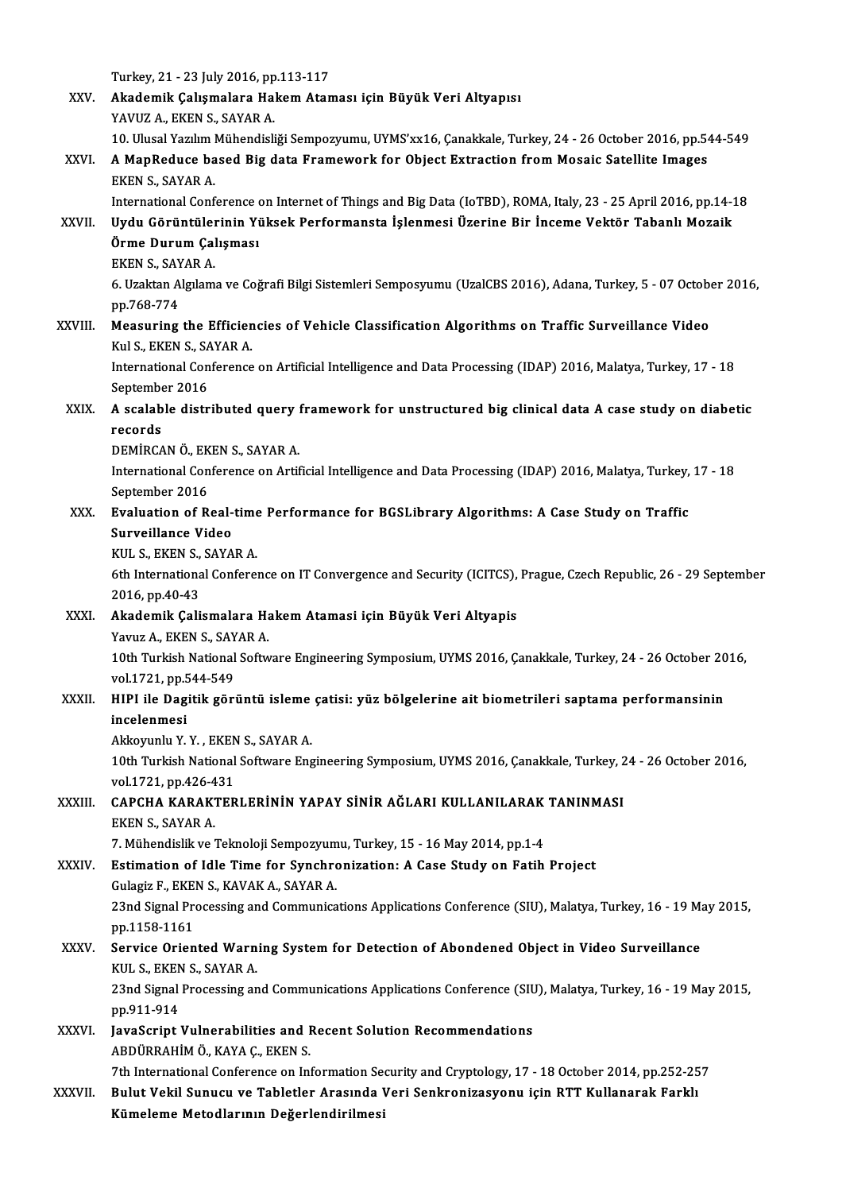Turkey, 21 - 23 July 2016, pp.113-117

XXV. **Akademik Çalışmalara Hakem Ataması için Büyük Veri Altyapısı**
YAVUZ A., EKEN S., SAYAR A.
10. Ulusal Yazılım Mühendisliği Sempozyumu, UYMS'xx16, Çanakkale, Turkey, 24 - 26 October 2016, pp.544-549

XXVI. **A MapReduce based Big data Framework for Object Extraction from Mosaic Satellite Images**
EKEN S., SAYAR A.
International Conference on Internet of Things and Big Data (IoTBD), ROMA, Italy, 23 - 25 April 2016, pp.14-18

XXVII. **Uydu Görüntülerinin Yüksek Performansta İşlenmesi Üzerine Bir İnceme Vektör Tabanlı Mozaik Örme Durum Çalışması**
EKEN S., SAYAR A.
6. Uzaktan Algılama ve Coğrafi Bilgi Sistemleri Semposyumu (UzalCBS 2016), Adana, Turkey, 5 - 07 October 2016, pp.768-774

XXVIII. **Measuring the Efficiencies of Vehicle Classification Algorithms on Traffic Surveillance Video**
Kul S., EKEN S., SAYAR A.
International Conference on Artificial Intelligence and Data Processing (IDAP) 2016, Malatya, Turkey, 17 - 18 September 2016

XXIX. **A scalable distributed query framework for unstructured big clinical data A case study on diabetic records**
DEMİRCAN Ö., EKEN S., SAYAR A.
International Conference on Artificial Intelligence and Data Processing (IDAP) 2016, Malatya, Turkey, 17 - 18 September 2016

XXX. **Evaluation of Real-time Performance for BGSLibrary Algorithms: A Case Study on Traffic Surveillance Video**
KUL S., EKEN S., SAYAR A.
6th International Conference on IT Convergence and Security (ICITCS), Prague, Czech Republic, 26 - 29 September 2016, pp.40-43

XXXI. **Akademik Çalismalara Hakem Atamasi için Büyük Veri Altyapis**
Yavuz A., EKEN S., SAYAR A.
10th Turkish National Software Engineering Symposium, UYMS 2016, Çanakkale, Turkey, 24 - 26 October 2016, vol.1721, pp.544-549

XXXII. **HIPI ile Dagitik görüntü isleme çatisi: yüz bölgelerine ait biometrileri saptama performansinin incelenmesi**
Akkoyunlu Y. Y. , EKEN S., SAYAR A.
10th Turkish National Software Engineering Symposium, UYMS 2016, Çanakkale, Turkey, 24 - 26 October 2016, vol.1721, pp.426-431

XXXIII. **CAPCHA KARAKTERLERİNİN YAPAY SİNİR AĞLARI KULLANILARAK TANINMASI**
EKEN S., SAYAR A.
7. Mühendislik ve Teknoloji Sempozyumu, Turkey, 15 - 16 May 2014, pp.1-4

XXXIV. **Estimation of Idle Time for Synchronization: A Case Study on Fatih Project**
Gulagiz F., EKEN S., KAVAK A., SAYAR A.
23nd Signal Processing and Communications Applications Conference (SIU), Malatya, Turkey, 16 - 19 May 2015, pp.1158-1161

XXXV. **Service Oriented Warning System for Detection of Abondened Object in Video Surveillance**
KUL S., EKEN S., SAYAR A.
23nd Signal Processing and Communications Applications Conference (SIU), Malatya, Turkey, 16 - 19 May 2015, pp.911-914

XXXVI. **JavaScript Vulnerabilities and Recent Solution Recommendations**
ABDÜRRAHİM Ö., KAYA Ç., EKEN S.
7th International Conference on Information Security and Cryptology, 17 - 18 October 2014, pp.252-257

XXXVII. **Bulut Vekil Sunucu ve Tabletler Arasında Veri Senkronizasyonu için RTT Kullanarak Farklı Kümeleme Metodlarının Değerlendirilmesi**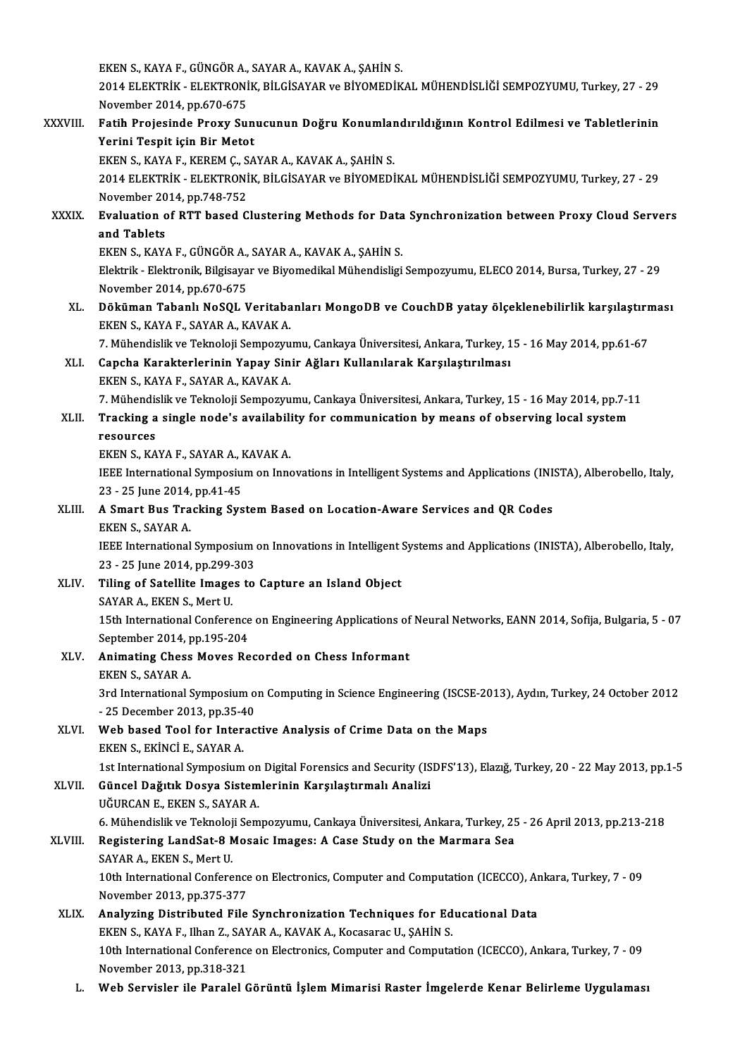EKEN S., KAYA F., GÜNGÖR A., SAYAR A., KAVAK A., ŞAHİN S.
2014 ELEKTRİK - ELEKTRONİK, BİLGİSAYAR ve BİYOMEDİKAL MÜHENDİSLİĞİ SEMPOZYUMU, Turkey, 27 - 29 November 2014, pp.670-675

XXXVIII. **Fatih Projesinde Proxy Sunucunun Doğru Konumlandırıldığının Kontrol Edilmesi ve Tabletlerinin Yerini Tespit için Bir Metot**
EKEN S., KAYA F., KEREM Ç., SAYAR A., KAVAK A., ŞAHİN S.
2014 ELEKTRİK - ELEKTRONİK, BİLGİSAYAR ve BİYOMEDİKAL MÜHENDİSLİĞİ SEMPOZYUMU, Turkey, 27 - 29 November 2014, pp.748-752

XXXIX. **Evaluation of RTT based Clustering Methods for Data Synchronization between Proxy Cloud Servers and Tablets**
EKEN S., KAYA F., GÜNGÖR A., SAYAR A., KAVAK A., ŞAHİN S.
Elektrik - Elektronik, Bilgisayar ve Biyomedikal Mühendisligi Sempozyumu, ELECO 2014, Bursa, Turkey, 27 - 29 November 2014, pp.670-675

XL. **Döküman Tabanlı NoSQL Veritabanları MongoDB ve CouchDB yatay ölçeklenebilirlik karşılaştırması**
EKEN S., KAYA F., SAYAR A., KAVAK A.
7. Mühendislik ve Teknoloji Sempozyumu, Cankaya Üniversitesi, Ankara, Turkey, 15 - 16 May 2014, pp.61-67

XLI. **Capcha Karakterlerinin Yapay Sinir Ağları Kullanılarak Karşılaştırılması**
EKEN S., KAYA F., SAYAR A., KAVAK A.
7. Mühendislik ve Teknoloji Sempozyumu, Cankaya Üniversitesi, Ankara, Turkey, 15 - 16 May 2014, pp.7-11

XLII. **Tracking a single node's availability for communication by means of observing local system resources**
EKEN S., KAYA F., SAYAR A., KAVAK A.
IEEE International Symposium on Innovations in Intelligent Systems and Applications (INISTA), Alberobello, Italy, 23 - 25 June 2014, pp.41-45

XLIII. **A Smart Bus Tracking System Based on Location-Aware Services and QR Codes**
EKEN S., SAYAR A.
IEEE International Symposium on Innovations in Intelligent Systems and Applications (INISTA), Alberobello, Italy, 23 - 25 June 2014, pp.299-303

XLIV. **Tiling of Satellite Images to Capture an Island Object**
SAYAR A., EKEN S., Mert U.
15th International Conference on Engineering Applications of Neural Networks, EANN 2014, Sofija, Bulgaria, 5 - 07 September 2014, pp.195-204

XLV. **Animating Chess Moves Recorded on Chess Informant**
EKEN S., SAYAR A.
3rd International Symposium on Computing in Science Engineering (ISCSE-2013), Aydın, Turkey, 24 October 2012 - 25 December 2013, pp.35-40

XLVI. **Web based Tool for Interactive Analysis of Crime Data on the Maps**
EKEN S., EKİNCİ E., SAYAR A.
1st International Symposium on Digital Forensics and Security (ISDFS'13), Elazığ, Turkey, 20 - 22 May 2013, pp.1-5

XLVII. **Güncel Dağıtık Dosya Sistemlerinin Karşılaştırmalı Analizi**
UĞURCAN E., EKEN S., SAYAR A.
6. Mühendislik ve Teknoloji Sempozyumu, Cankaya Üniversitesi, Ankara, Turkey, 25 - 26 April 2013, pp.213-218

XLVIII. **Registering LandSat-8 Mosaic Images: A Case Study on the Marmara Sea**
SAYAR A., EKEN S., Mert U.
10th International Conference on Electronics, Computer and Computation (ICECCO), Ankara, Turkey, 7 - 09 November 2013, pp.375-377

XLIX. **Analyzing Distributed File Synchronization Techniques for Educational Data**
EKEN S., KAYA F., Ilhan Z., SAYAR A., KAVAK A., Kocasarac U., ŞAHİN S.
10th International Conference on Electronics, Computer and Computation (ICECCO), Ankara, Turkey, 7 - 09 November 2013, pp.318-321

L. **Web Servisler ile Paralel Görüntü İşlem Mimarisi Raster İmgelerde Kenar Belirleme Uygulaması**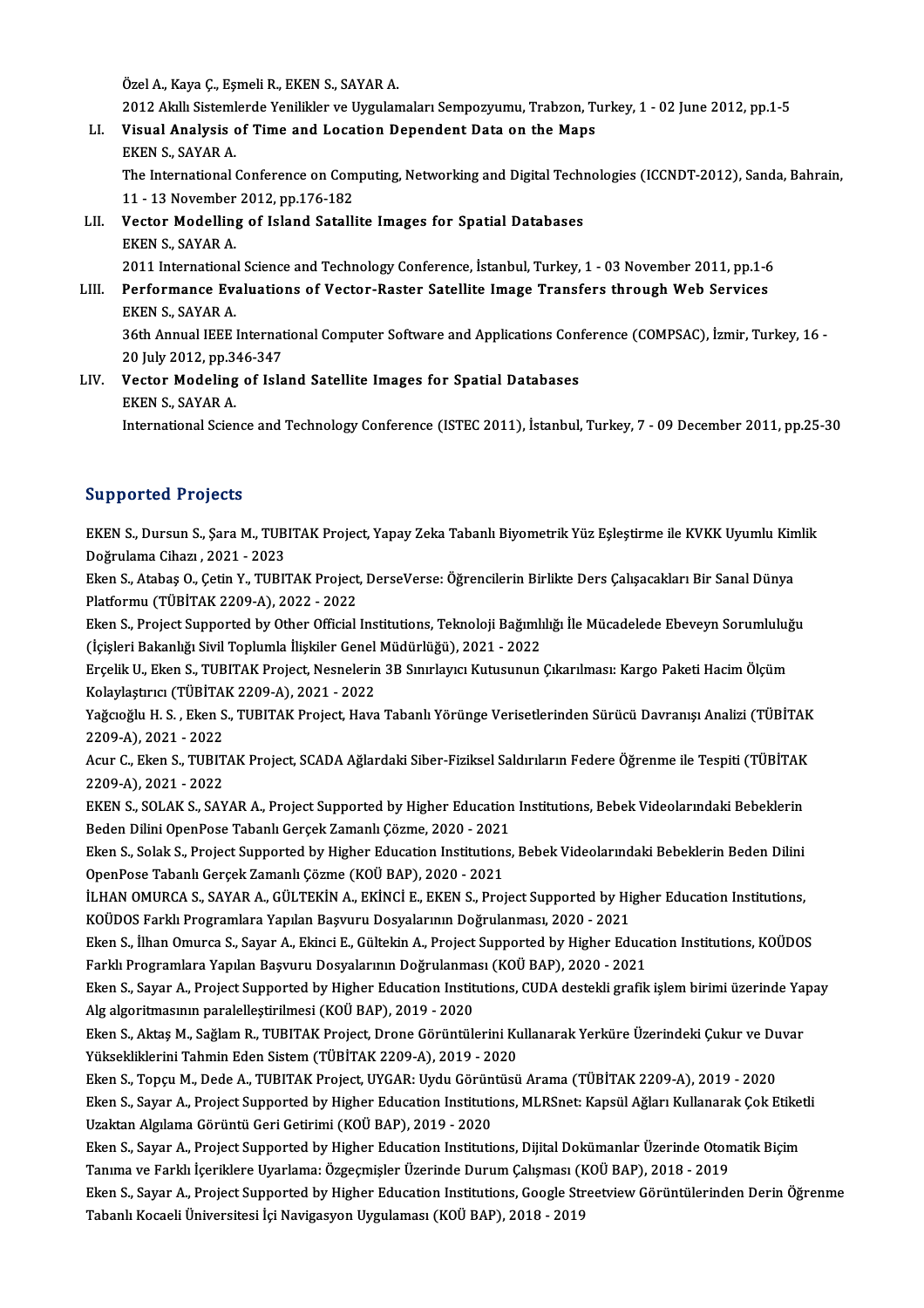Özel A., Kaya Ç., Eşmeli R., EKEN S., SAYAR A.
2012 Akıllı Sistemlerde Yenilikler ve Uygulamaları Sempozyumu, Trabzon, Turkey, 1 - 02 June 2012, pp.1-5

LI. **Visual Analysis of Time and Location Dependent Data on the Maps**
EKEN S., SAYAR A.
The International Conference on Computing, Networking and Digital Technologies (ICCNDT-2012), Sanda, Bahrain, 11 - 13 November 2012, pp.176-182

LII. **Vector Modelling of Island Satallite Images for Spatial Databases**
EKEN S., SAYAR A.
2011 International Science and Technology Conference, İstanbul, Turkey, 1 - 03 November 2011, pp.1-6

LIII. **Performance Evaluations of Vector-Raster Satellite Image Transfers through Web Services**
EKEN S., SAYAR A.
36th Annual IEEE International Computer Software and Applications Conference (COMPSAC), İzmir, Turkey, 16 - 20 July 2012, pp.346-347

LIV. **Vector Modeling of Island Satellite Images for Spatial Databases**
EKEN S., SAYAR A.
International Science and Technology Conference (ISTEC 2011), İstanbul, Turkey, 7 - 09 December 2011, pp.25-30

## Supported Projects

EKEN S., Dursun S., Şara M., TUBITAK Project, Yapay Zeka Tabanlı Biyometrik Yüz Eşleştirme ile KVKK Uyumlu Kimlik Doğrulama Cihazı , 2021 - 2023

Eken S., Atabaş O., Çetin Y., TUBITAK Project, DerseVerse: Öğrencilerin Birlikte Ders Çalışacakları Bir Sanal Dünya Platformu (TÜBİTAK 2209-A), 2022 - 2022

Eken S., Project Supported by Other Official Institutions, Teknoloji Bağımlılığı İle Mücadelede Ebeveyn Sorumluluğu (İçişleri Bakanlığı Sivil Toplumla İlişkiler Genel Müdürlüğü), 2021 - 2022

Erçelik U., Eken S., TUBITAK Project, Nesnelerin 3B Sınırlayıcı Kutusunun Çıkarılması: Kargo Paketi Hacim Ölçüm Kolaylaştırıcı (TÜBİTAK 2209-A), 2021 - 2022

Yağcıoğlu H. S. , Eken S., TUBITAK Project, Hava Tabanlı Yörünge Verisetlerinden Sürücü Davranışı Analizi (TÜBİTAK 2209-A), 2021 - 2022

Acur C., Eken S., TUBITAK Project, SCADA Ağlardaki Siber-Fiziksel Saldırıların Federe Öğrenme ile Tespiti (TÜBİTAK 2209-A), 2021 - 2022

EKEN S., SOLAK S., SAYAR A., Project Supported by Higher Education Institutions, Bebek Videolarındaki Bebeklerin Beden Dilini OpenPose Tabanlı Gerçek Zamanlı Çözme, 2020 - 2021

Eken S., Solak S., Project Supported by Higher Education Institutions, Bebek Videolarındaki Bebeklerin Beden Dilini OpenPose Tabanlı Gerçek Zamanlı Çözme (KOÜ BAP), 2020 - 2021

İLHAN OMURCA S., SAYAR A., GÜLTEKİN A., EKİNCİ E., EKEN S., Project Supported by Higher Education Institutions, KOÜDOS Farklı Programlara Yapılan Başvuru Dosyalarının Doğrulanması, 2020 - 2021

Eken S., İlhan Omurca S., Sayar A., Ekinci E., Gültekin A., Project Supported by Higher Education Institutions, KOÜDOS Farklı Programlara Yapılan Başvuru Dosyalarının Doğrulanması (KOÜ BAP), 2020 - 2021

Eken S., Sayar A., Project Supported by Higher Education Institutions, CUDA destekli grafik işlem birimi üzerinde Yapay Alg algoritmasının paralelleştirilmesi (KOÜ BAP), 2019 - 2020

Eken S., Aktaş M., Sağlam R., TUBITAK Project, Drone Görüntülerini Kullanarak Yerküre Üzerindeki Çukur ve Duvar Yüksekliklerini Tahmin Eden Sistem (TÜBİTAK 2209-A), 2019 - 2020

Eken S., Topçu M., Dede A., TUBITAK Project, UYGAR: Uydu Görüntüsü Arama (TÜBİTAK 2209-A), 2019 - 2020

Eken S., Sayar A., Project Supported by Higher Education Institutions, MLRSnet: Kapsül Ağları Kullanarak Çok Etiketli Uzaktan Algılama Görüntü Geri Getirimi (KOÜ BAP), 2019 - 2020

Eken S., Sayar A., Project Supported by Higher Education Institutions, Dijital Dokümanlar Üzerinde Otomatik Biçim Tanıma ve Farklı İçeriklere Uyarlama: Özgeçmişler Üzerinde Durum Çalışması (KOÜ BAP), 2018 - 2019

Eken S., Sayar A., Project Supported by Higher Education Institutions, Google Streetview Görüntülerinden Derin Öğrenme Tabanlı Kocaeli Üniversitesi İçi Navigasyon Uygulaması (KOÜ BAP), 2018 - 2019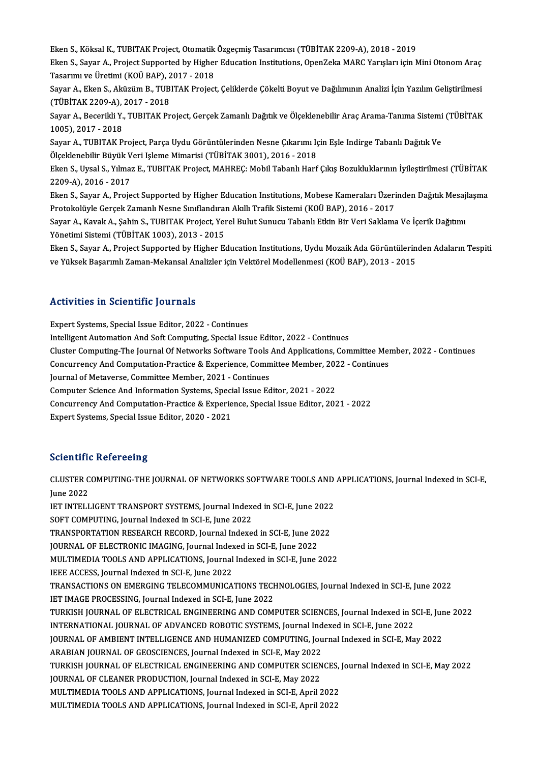Eken S., Köksal K., TUBITAK Project, Otomatik Özgeçmiş Tasarımcısı (TÜBİTAK 2209-A), 2018 - 2019

Eken S., Sayar A., Project Supported by Higher Education Institutions, OpenZeka MARC Yarışları için Mini Otonom Araç Tasarımı ve Üretimi (KOÜ BAP), 2017 - 2018

Sayar A., Eken S., Aküzüm B., TUBITAK Project, Çeliklerde Çökelti Boyut ve Dağılımının Analizi İçin Yazılım Geliştirilmesi (TÜBİTAK 2209-A), 2017 - 2018

Sayar A., Becerikli Y., TUBITAK Project, Gerçek Zamanlı Dağıtık ve Ölçeklenebilir Araç Arama-Tanıma Sistemi (TÜBİTAK 1005), 2017 - 2018

Sayar A., TUBITAK Project, Parça Uydu Görüntülerinden Nesne Çıkarımı İçin Eşle Indirge Tabanlı Dağıtık Ve Ölçeklenebilir Büyük Veri Işleme Mimarisi (TÜBİTAK 3001), 2016 - 2018

Eken S., Uysal S., Yılmaz E., TUBITAK Project, MAHREÇ: Mobil Tabanlı Harf Çıkış Bozukluklarının İyileştirilmesi (TÜBİTAK 2209-A), 2016 - 2017

Eken S., Sayar A., Project Supported by Higher Education Institutions, Mobese Kameraları Üzerinden Dağıtık Mesajlaşma Protokolüyle Gerçek Zamanlı Nesne Sınıflandıran Akıllı Trafik Sistemi (KOÜ BAP), 2016 - 2017

Sayar A., Kavak A., Şahin S., TUBITAK Project, Yerel Bulut Sunucu Tabanlı Etkin Bir Veri Saklama Ve İçerik Dağıtımı Yönetimi Sistemi (TÜBİTAK 1003), 2013 - 2015

Eken S., Sayar A., Project Supported by Higher Education Institutions, Uydu Mozaik Ada Görüntülerinden Adaların Tespiti ve Yüksek Başarımlı Zaman-Mekansal Analizler için Vektörel Modellenmesi (KOÜ BAP), 2013 - 2015

## Activities in Scientific Journals

Expert Systems, Special Issue Editor, 2022 - Continues

Intelligent Automation And Soft Computing, Special Issue Editor, 2022 - Continues

Cluster Computing-The Journal Of Networks Software Tools And Applications, Committee Member, 2022 - Continues

Concurrency And Computation-Practice & Experience, Committee Member, 2022 - Continues

Journal of Metaverse, Committee Member, 2021 - Continues

Computer Science And Information Systems, Special Issue Editor, 2021 - 2022

Concurrency And Computation-Practice & Experience, Special Issue Editor, 2021 - 2022

Expert Systems, Special Issue Editor, 2020 - 2021

## Scientific Refereeing

CLUSTER COMPUTING-THE JOURNAL OF NETWORKS SOFTWARE TOOLS AND APPLICATIONS, Journal Indexed in SCI-E, June 2022

IET INTELLIGENT TRANSPORT SYSTEMS, Journal Indexed in SCI-E, June 2022

SOFT COMPUTING, Journal Indexed in SCI-E, June 2022

TRANSPORTATION RESEARCH RECORD, Journal Indexed in SCI-E, June 2022

JOURNAL OF ELECTRONIC IMAGING, Journal Indexed in SCI-E, June 2022

MULTIMEDIA TOOLS AND APPLICATIONS, Journal Indexed in SCI-E, June 2022

IEEE ACCESS, Journal Indexed in SCI-E, June 2022

TRANSACTIONS ON EMERGING TELECOMMUNICATIONS TECHNOLOGIES, Journal Indexed in SCI-E, June 2022

IET IMAGE PROCESSING, Journal Indexed in SCI-E, June 2022

TURKISH JOURNAL OF ELECTRICAL ENGINEERING AND COMPUTER SCIENCES, Journal Indexed in SCI-E, June 2022

INTERNATIONAL JOURNAL OF ADVANCED ROBOTIC SYSTEMS, Journal Indexed in SCI-E, June 2022

JOURNAL OF AMBIENT INTELLIGENCE AND HUMANIZED COMPUTING, Journal Indexed in SCI-E, May 2022

ARABIAN JOURNAL OF GEOSCIENCES, Journal Indexed in SCI-E, May 2022

TURKISH JOURNAL OF ELECTRICAL ENGINEERING AND COMPUTER SCIENCES, Journal Indexed in SCI-E, May 2022

JOURNAL OF CLEANER PRODUCTION, Journal Indexed in SCI-E, May 2022

MULTIMEDIA TOOLS AND APPLICATIONS, Journal Indexed in SCI-E, April 2022

MULTIMEDIA TOOLS AND APPLICATIONS, Journal Indexed in SCI-E, April 2022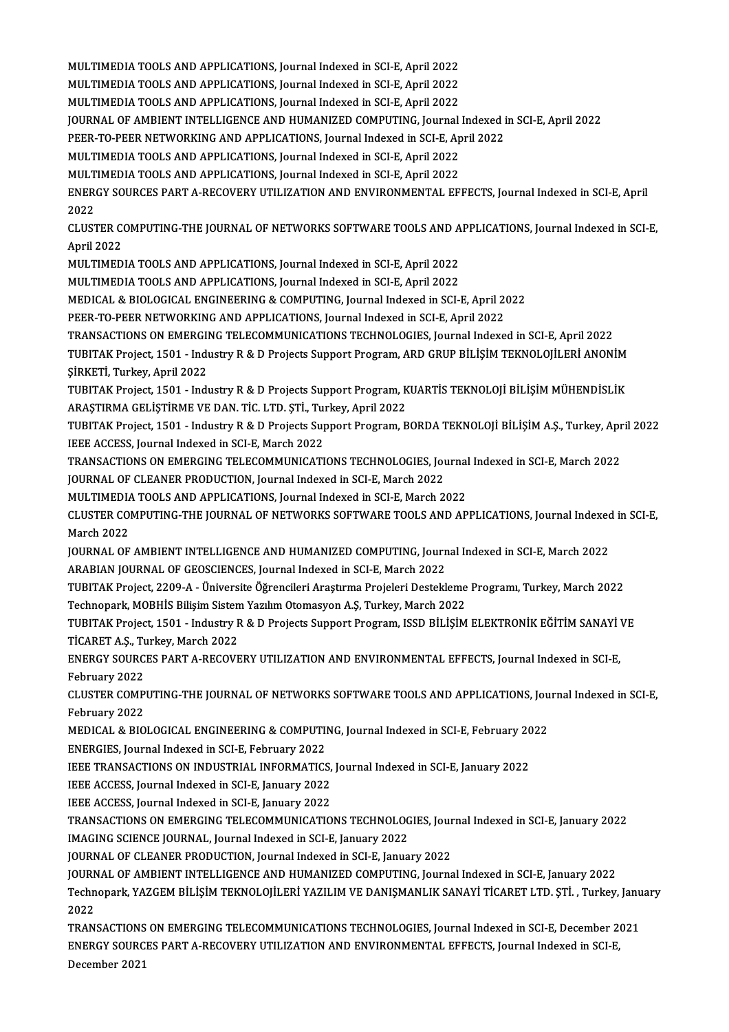MULTIMEDIA TOOLS AND APPLICATIONS, Journal Indexed in SCI-E, April 2022
MULTIMEDIA TOOLS AND APPLICATIONS, Journal Indexed in SCI-E, April 2022
MULTIMEDIA TOOLS AND APPLICATIONS, Journal Indexed in SCI-E, April 2022
JOURNAL OF AMBIENT INTELLIGENCE AND HUMANIZED COMPUTING, Journal Indexed in SCI-E, April 2022
PEER-TO-PEER NETWORKING AND APPLICATIONS, Journal Indexed in SCI-E, April 2022
MULTIMEDIA TOOLS AND APPLICATIONS, Journal Indexed in SCI-E, April 2022
MULTIMEDIA TOOLS AND APPLICATIONS, Journal Indexed in SCI-E, April 2022
ENERGY SOURCES PART A-RECOVERY UTILIZATION AND ENVIRONMENTAL EFFECTS, Journal Indexed in SCI-E, April 2022
CLUSTER COMPUTING-THE JOURNAL OF NETWORKS SOFTWARE TOOLS AND APPLICATIONS, Journal Indexed in SCI-E, April 2022
MULTIMEDIA TOOLS AND APPLICATIONS, Journal Indexed in SCI-E, April 2022
MULTIMEDIA TOOLS AND APPLICATIONS, Journal Indexed in SCI-E, April 2022
MEDICAL & BIOLOGICAL ENGINEERING & COMPUTING, Journal Indexed in SCI-E, April 2022
PEER-TO-PEER NETWORKING AND APPLICATIONS, Journal Indexed in SCI-E, April 2022
TRANSACTIONS ON EMERGING TELECOMMUNICATIONS TECHNOLOGIES, Journal Indexed in SCI-E, April 2022
TUBITAK Project, 1501 - Industry R & D Projects Support Program, ARD GRUP BİLİŞİM TEKNOLOJİLERİ ANONİM ŞİRKETİ, Turkey, April 2022
TUBITAK Project, 1501 - Industry R & D Projects Support Program, KUARTİS TEKNOLOJİ BİLİŞİM MÜHENDİSLİK ARAŞTIRMA GELİŞTİRME VE DAN. TİC. LTD. ŞTİ., Turkey, April 2022
TUBITAK Project, 1501 - Industry R & D Projects Support Program, BORDA TEKNOLOJİ BİLİŞİM A.Ş., Turkey, April 2022
IEEE ACCESS, Journal Indexed in SCI-E, March 2022
TRANSACTIONS ON EMERGING TELECOMMUNICATIONS TECHNOLOGIES, Journal Indexed in SCI-E, March 2022
JOURNAL OF CLEANER PRODUCTION, Journal Indexed in SCI-E, March 2022
MULTIMEDIA TOOLS AND APPLICATIONS, Journal Indexed in SCI-E, March 2022
CLUSTER COMPUTING-THE JOURNAL OF NETWORKS SOFTWARE TOOLS AND APPLICATIONS, Journal Indexed in SCI-E, March 2022
JOURNAL OF AMBIENT INTELLIGENCE AND HUMANIZED COMPUTING, Journal Indexed in SCI-E, March 2022
ARABIAN JOURNAL OF GEOSCIENCES, Journal Indexed in SCI-E, March 2022
TUBITAK Project, 2209-A - Üniversite Öğrencileri Araştırma Projeleri Destekleme Programı, Turkey, March 2022
Technopark, MOBHİS Bilişim Sistem Yazılım Otomasyon A.Ş, Turkey, March 2022
TUBITAK Project, 1501 - Industry R & D Projects Support Program, ISSD BİLİŞİM ELEKTRONİK EĞİTİM SANAYİ VE TİCARET A.Ş., Turkey, March 2022
ENERGY SOURCES PART A-RECOVERY UTILIZATION AND ENVIRONMENTAL EFFECTS, Journal Indexed in SCI-E, February 2022
CLUSTER COMPUTING-THE JOURNAL OF NETWORKS SOFTWARE TOOLS AND APPLICATIONS, Journal Indexed in SCI-E, February 2022
MEDICAL & BIOLOGICAL ENGINEERING & COMPUTING, Journal Indexed in SCI-E, February 2022
ENERGIES, Journal Indexed in SCI-E, February 2022
IEEE TRANSACTIONS ON INDUSTRIAL INFORMATICS, Journal Indexed in SCI-E, January 2022
IEEE ACCESS, Journal Indexed in SCI-E, January 2022
IEEE ACCESS, Journal Indexed in SCI-E, January 2022
TRANSACTIONS ON EMERGING TELECOMMUNICATIONS TECHNOLOGIES, Journal Indexed in SCI-E, January 2022
IMAGING SCIENCE JOURNAL, Journal Indexed in SCI-E, January 2022
JOURNAL OF CLEANER PRODUCTION, Journal Indexed in SCI-E, January 2022
JOURNAL OF AMBIENT INTELLIGENCE AND HUMANIZED COMPUTING, Journal Indexed in SCI-E, January 2022
Technopark, YAZGEM BİLİŞİM TEKNOLOJİLERİ YAZILIM VE DANIŞMANLIK SANAYİ TİCARET LTD. ŞTİ. , Turkey, January 2022
TRANSACTIONS ON EMERGING TELECOMMUNICATIONS TECHNOLOGIES, Journal Indexed in SCI-E, December 2021
ENERGY SOURCES PART A-RECOVERY UTILIZATION AND ENVIRONMENTAL EFFECTS, Journal Indexed in SCI-E, December 2021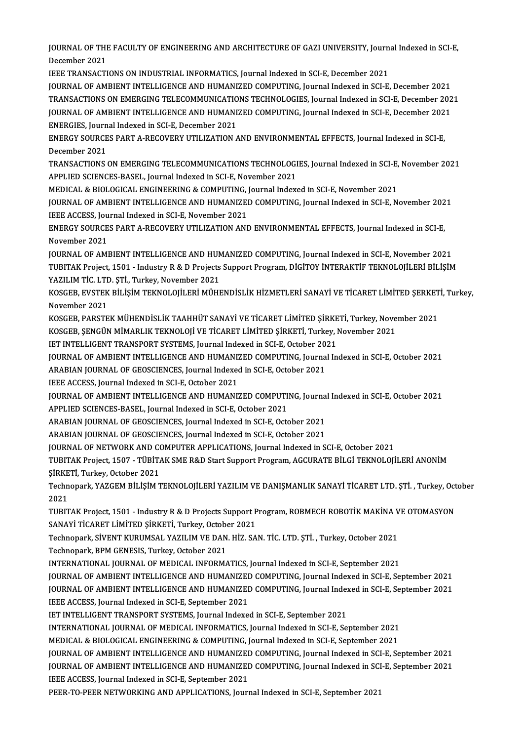JOURNAL OF THE FACULTY OF ENGINEERING AND ARCHITECTURE OF GAZI UNIVERSITY, Journal Indexed in SCI-E, December 2021

IEEE TRANSACTIONS ON INDUSTRIAL INFORMATICS, Journal Indexed in SCI-E, December 2021

JOURNAL OF AMBIENT INTELLIGENCE AND HUMANIZED COMPUTING, Journal Indexed in SCI-E, December 2021

TRANSACTIONS ON EMERGING TELECOMMUNICATIONS TECHNOLOGIES, Journal Indexed in SCI-E, December 2021

JOURNAL OF AMBIENT INTELLIGENCE AND HUMANIZED COMPUTING, Journal Indexed in SCI-E, December 2021

ENERGIES, Journal Indexed in SCI-E, December 2021

ENERGY SOURCES PART A-RECOVERY UTILIZATION AND ENVIRONMENTAL EFFECTS, Journal Indexed in SCI-E, December 2021

TRANSACTIONS ON EMERGING TELECOMMUNICATIONS TECHNOLOGIES, Journal Indexed in SCI-E, November 2021

APPLIED SCIENCES-BASEL, Journal Indexed in SCI-E, November 2021

MEDICAL & BIOLOGICAL ENGINEERING & COMPUTING, Journal Indexed in SCI-E, November 2021

JOURNAL OF AMBIENT INTELLIGENCE AND HUMANIZED COMPUTING, Journal Indexed in SCI-E, November 2021

IEEE ACCESS, Journal Indexed in SCI-E, November 2021

ENERGY SOURCES PART A-RECOVERY UTILIZATION AND ENVIRONMENTAL EFFECTS, Journal Indexed in SCI-E, November 2021

JOURNAL OF AMBIENT INTELLIGENCE AND HUMANIZED COMPUTING, Journal Indexed in SCI-E, November 2021

TUBITAK Project, 1501 - Industry R & D Projects Support Program, DİGİTOY İNTERAKTİF TEKNOLOJİLERİ BİLİŞİM YAZILIM TİC. LTD. ŞTİ., Turkey, November 2021

KOSGEB, EVSTEK BİLİŞİM TEKNOLOJİLERİ MÜHENDİSLİK HİZMETLERİ SANAYİ VE TİCARET LİMİTED ŞERKETİ, Turkey, November 2021

KOSGEB, PARSTEK MÜHENDİSLİK TAAHHÜT SANAYİ VE TİCARET LİMİTED ŞİRKETİ, Turkey, November 2021

KOSGEB, ŞENGÜN MİMARLIK TEKNOLOJİ VE TİCARET LİMİTED ŞİRKETİ, Turkey, November 2021

IET INTELLIGENT TRANSPORT SYSTEMS, Journal Indexed in SCI-E, October 2021

JOURNAL OF AMBIENT INTELLIGENCE AND HUMANIZED COMPUTING, Journal Indexed in SCI-E, October 2021

ARABIAN JOURNAL OF GEOSCIENCES, Journal Indexed in SCI-E, October 2021

IEEE ACCESS, Journal Indexed in SCI-E, October 2021

JOURNAL OF AMBIENT INTELLIGENCE AND HUMANIZED COMPUTING, Journal Indexed in SCI-E, October 2021

APPLIED SCIENCES-BASEL, Journal Indexed in SCI-E, October 2021

ARABIAN JOURNAL OF GEOSCIENCES, Journal Indexed in SCI-E, October 2021

ARABIAN JOURNAL OF GEOSCIENCES, Journal Indexed in SCI-E, October 2021

JOURNAL OF NETWORK AND COMPUTER APPLICATIONS, Journal Indexed in SCI-E, October 2021

TUBITAK Project, 1507 - TÜBİTAK SME R&D Start Support Program, AGCURATE BİLGİ TEKNOLOJİLERİ ANONİM ŞİRKETİ, Turkey, October 2021

Technopark, YAZGEM BİLİŞİM TEKNOLOJİLERİ YAZILIM VE DANIŞMANLIK SANAYİ TİCARET LTD. ŞTİ. , Turkey, October 2021

TUBITAK Project, 1501 - Industry R & D Projects Support Program, ROBMECH ROBOTİK MAKİNA VE OTOMASYON SANAYİ TİCARET LİMİTED ŞİRKETİ, Turkey, October 2021

Technopark, SİVENT KURUMSAL YAZILIM VE DAN. HİZ. SAN. TİC. LTD. ŞTİ. , Turkey, October 2021

Technopark, BPM GENESIS, Turkey, October 2021

INTERNATIONAL JOURNAL OF MEDICAL INFORMATICS, Journal Indexed in SCI-E, September 2021

JOURNAL OF AMBIENT INTELLIGENCE AND HUMANIZED COMPUTING, Journal Indexed in SCI-E, September 2021

JOURNAL OF AMBIENT INTELLIGENCE AND HUMANIZED COMPUTING, Journal Indexed in SCI-E, September 2021

IEEE ACCESS, Journal Indexed in SCI-E, September 2021

IET INTELLIGENT TRANSPORT SYSTEMS, Journal Indexed in SCI-E, September 2021

INTERNATIONAL JOURNAL OF MEDICAL INFORMATICS, Journal Indexed in SCI-E, September 2021

MEDICAL & BIOLOGICAL ENGINEERING & COMPUTING, Journal Indexed in SCI-E, September 2021

JOURNAL OF AMBIENT INTELLIGENCE AND HUMANIZED COMPUTING, Journal Indexed in SCI-E, September 2021

JOURNAL OF AMBIENT INTELLIGENCE AND HUMANIZED COMPUTING, Journal Indexed in SCI-E, September 2021

IEEE ACCESS, Journal Indexed in SCI-E, September 2021

PEER-TO-PEER NETWORKING AND APPLICATIONS, Journal Indexed in SCI-E, September 2021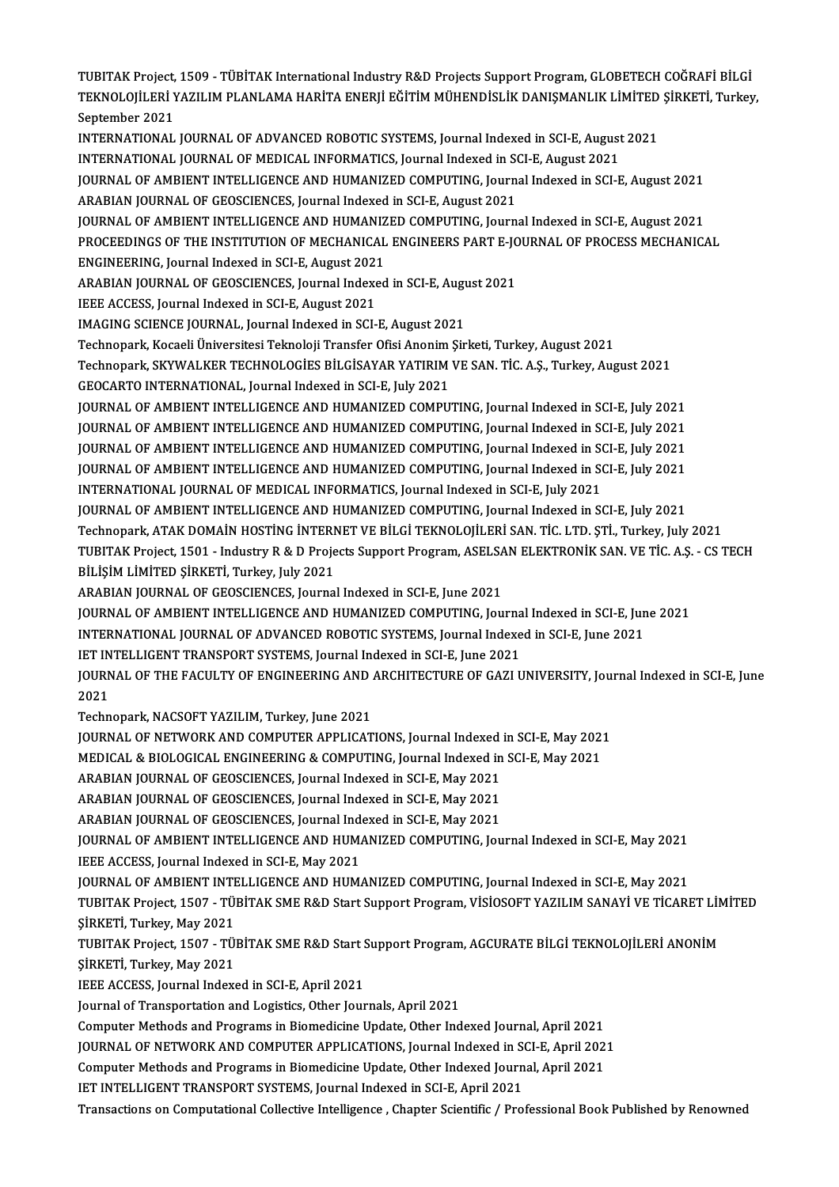TUBITAK Project, 1509 - TÜBİTAK International Industry R&D Projects Support Program, GLOBETECH COĞRAFİ BİLGİ TEKNOLOJİLERİ YAZILIM PLANLAMA HARİTA ENERJİ EĞİTİM MÜHENDİSLİK DANIŞMANLIK LİMİTED ŞİRKETİ, Turkey, September 2021

INTERNATIONAL JOURNAL OF ADVANCED ROBOTIC SYSTEMS, Journal Indexed in SCI-E, August 2021

INTERNATIONAL JOURNAL OF MEDICAL INFORMATICS, Journal Indexed in SCI-E, August 2021

JOURNAL OF AMBIENT INTELLIGENCE AND HUMANIZED COMPUTING, Journal Indexed in SCI-E, August 2021

ARABIAN JOURNAL OF GEOSCIENCES, Journal Indexed in SCI-E, August 2021

JOURNAL OF AMBIENT INTELLIGENCE AND HUMANIZED COMPUTING, Journal Indexed in SCI-E, August 2021

PROCEEDINGS OF THE INSTITUTION OF MECHANICAL ENGINEERS PART E-JOURNAL OF PROCESS MECHANICAL ENGINEERING, Journal Indexed in SCI-E, August 2021

ARABIAN JOURNAL OF GEOSCIENCES, Journal Indexed in SCI-E, August 2021

IEEE ACCESS, Journal Indexed in SCI-E, August 2021

IMAGING SCIENCE JOURNAL, Journal Indexed in SCI-E, August 2021

Technopark, Kocaeli Üniversitesi Teknoloji Transfer Ofisi Anonim Şirketi, Turkey, August 2021

Technopark, SKYWALKER TECHNOLOGİES BİLGİSAYAR YATIRIM VE SAN. TİC. A.Ş., Turkey, August 2021

GEOCARTO INTERNATIONAL, Journal Indexed in SCI-E, July 2021

JOURNAL OF AMBIENT INTELLIGENCE AND HUMANIZED COMPUTING, Journal Indexed in SCI-E, July 2021

JOURNAL OF AMBIENT INTELLIGENCE AND HUMANIZED COMPUTING, Journal Indexed in SCI-E, July 2021

JOURNAL OF AMBIENT INTELLIGENCE AND HUMANIZED COMPUTING, Journal Indexed in SCI-E, July 2021

JOURNAL OF AMBIENT INTELLIGENCE AND HUMANIZED COMPUTING, Journal Indexed in SCI-E, July 2021

INTERNATIONAL JOURNAL OF MEDICAL INFORMATICS, Journal Indexed in SCI-E, July 2021

JOURNAL OF AMBIENT INTELLIGENCE AND HUMANIZED COMPUTING, Journal Indexed in SCI-E, July 2021

Technopark, ATAK DOMAİN HOSTİNG İNTERNET VE BİLGİ TEKNOLOJİLERİ SAN. TİC. LTD. ŞTİ., Turkey, July 2021

TUBITAK Project, 1501 - Industry R & D Projects Support Program, ASELSAN ELEKTRONİK SAN. VE TİC. A.Ş. - CS TECH BİLİŞİM LİMİTED ŞİRKETİ, Turkey, July 2021

ARABIAN JOURNAL OF GEOSCIENCES, Journal Indexed in SCI-E, June 2021

JOURNAL OF AMBIENT INTELLIGENCE AND HUMANIZED COMPUTING, Journal Indexed in SCI-E, June 2021

INTERNATIONAL JOURNAL OF ADVANCED ROBOTIC SYSTEMS, Journal Indexed in SCI-E, June 2021

IET INTELLIGENT TRANSPORT SYSTEMS, Journal Indexed in SCI-E, June 2021

JOURNAL OF THE FACULTY OF ENGINEERING AND ARCHITECTURE OF GAZI UNIVERSITY, Journal Indexed in SCI-E, June 2021

Technopark, NACSOFT YAZILIM, Turkey, June 2021

JOURNAL OF NETWORK AND COMPUTER APPLICATIONS, Journal Indexed in SCI-E, May 2021

MEDICAL & BIOLOGICAL ENGINEERING & COMPUTING, Journal Indexed in SCI-E, May 2021

ARABIAN JOURNAL OF GEOSCIENCES, Journal Indexed in SCI-E, May 2021

ARABIAN JOURNAL OF GEOSCIENCES, Journal Indexed in SCI-E, May 2021

ARABIAN JOURNAL OF GEOSCIENCES, Journal Indexed in SCI-E, May 2021

JOURNAL OF AMBIENT INTELLIGENCE AND HUMANIZED COMPUTING, Journal Indexed in SCI-E, May 2021

IEEE ACCESS, Journal Indexed in SCI-E, May 2021

JOURNAL OF AMBIENT INTELLIGENCE AND HUMANIZED COMPUTING, Journal Indexed in SCI-E, May 2021

TUBITAK Project, 1507 - TÜBİTAK SME R&D Start Support Program, VİSİOSOFT YAZILIM SANAYİ VE TİCARET LİMİTED ŞİRKETİ, Turkey, May 2021

TUBITAK Project, 1507 - TÜBİTAK SME R&D Start Support Program, AGCURATE BİLGİ TEKNOLOJİLERİ ANONİM ŞİRKETİ, Turkey, May 2021

IEEE ACCESS, Journal Indexed in SCI-E, April 2021

Journal of Transportation and Logistics, Other Journals, April 2021

Computer Methods and Programs in Biomedicine Update, Other Indexed Journal, April 2021

JOURNAL OF NETWORK AND COMPUTER APPLICATIONS, Journal Indexed in SCI-E, April 2021

Computer Methods and Programs in Biomedicine Update, Other Indexed Journal, April 2021

IET INTELLIGENT TRANSPORT SYSTEMS, Journal Indexed in SCI-E, April 2021

Transactions on Computational Collective Intelligence , Chapter Scientific / Professional Book Published by Renowned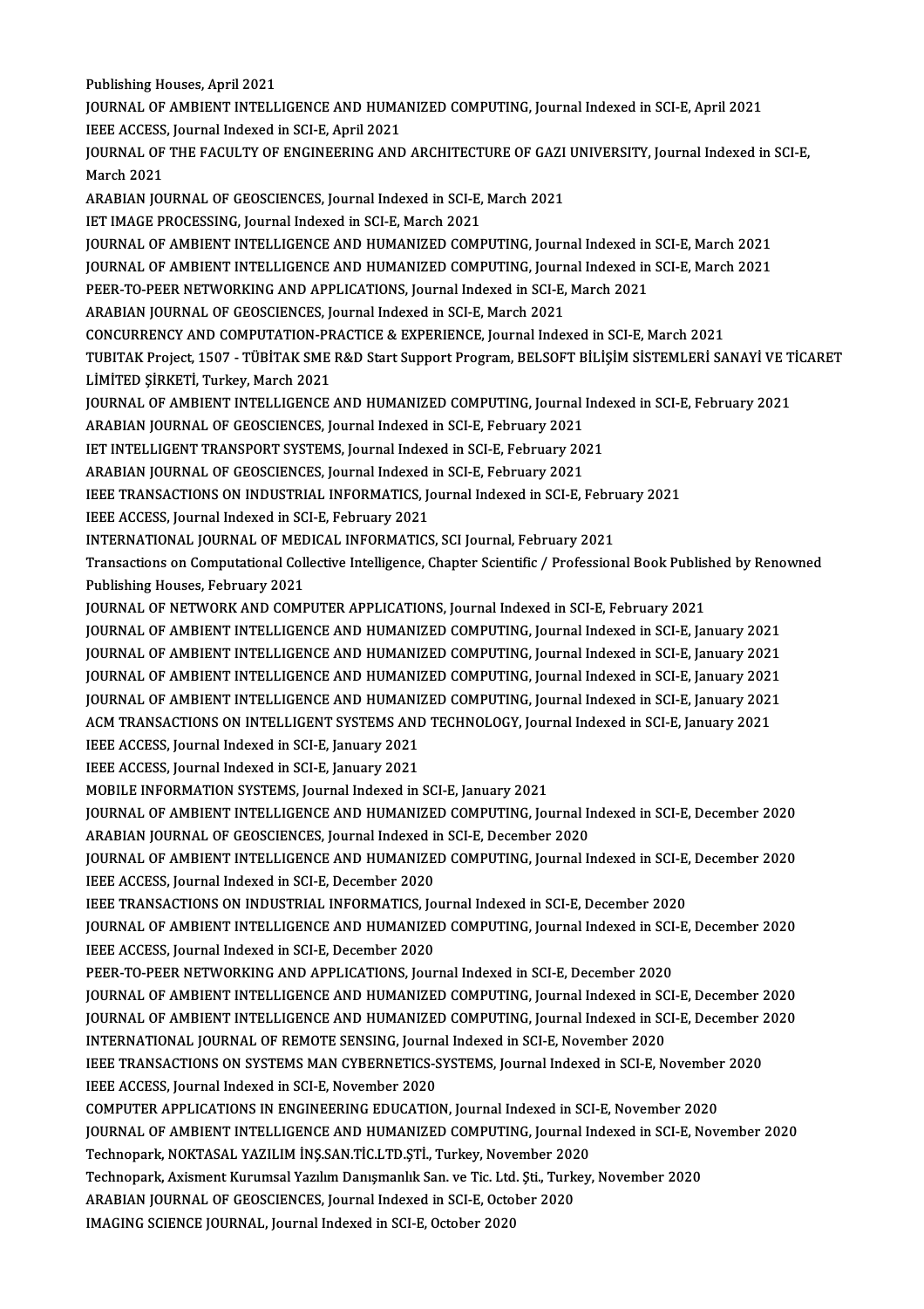Publishing Houses, April 2021
JOURNAL OF AMBIENT INTELLIGENCE AND HUMANIZED COMPUTING, Journal Indexed in SCI-E, April 2021
IEEE ACCESS, Journal Indexed in SCI-E, April 2021
JOURNAL OF THE FACULTY OF ENGINEERING AND ARCHITECTURE OF GAZI UNIVERSITY, Journal Indexed in SCI-E, March 2021
ARABIAN JOURNAL OF GEOSCIENCES, Journal Indexed in SCI-E, March 2021
IET IMAGE PROCESSING, Journal Indexed in SCI-E, March 2021
JOURNAL OF AMBIENT INTELLIGENCE AND HUMANIZED COMPUTING, Journal Indexed in SCI-E, March 2021
JOURNAL OF AMBIENT INTELLIGENCE AND HUMANIZED COMPUTING, Journal Indexed in SCI-E, March 2021
PEER-TO-PEER NETWORKING AND APPLICATIONS, Journal Indexed in SCI-E, March 2021
ARABIAN JOURNAL OF GEOSCIENCES, Journal Indexed in SCI-E, March 2021
CONCURRENCY AND COMPUTATION-PRACTICE & EXPERIENCE, Journal Indexed in SCI-E, March 2021
TUBITAK Project, 1507 - TÜBİTAK SME R&D Start Support Program, BELSOFT BİLİŞİM SİSTEMLERİ SANAYİ VE TİCARET LİMİTED ŞİRKETİ, Turkey, March 2021
JOURNAL OF AMBIENT INTELLIGENCE AND HUMANIZED COMPUTING, Journal Indexed in SCI-E, February 2021
ARABIAN JOURNAL OF GEOSCIENCES, Journal Indexed in SCI-E, February 2021
IET INTELLIGENT TRANSPORT SYSTEMS, Journal Indexed in SCI-E, February 2021
ARABIAN JOURNAL OF GEOSCIENCES, Journal Indexed in SCI-E, February 2021
IEEE TRANSACTIONS ON INDUSTRIAL INFORMATICS, Journal Indexed in SCI-E, February 2021
IEEE ACCESS, Journal Indexed in SCI-E, February 2021
INTERNATIONAL JOURNAL OF MEDICAL INFORMATICS, SCI Journal, February 2021
Transactions on Computational Collective Intelligence, Chapter Scientific / Professional Book Published by Renowned Publishing Houses, February 2021
JOURNAL OF NETWORK AND COMPUTER APPLICATIONS, Journal Indexed in SCI-E, February 2021
JOURNAL OF AMBIENT INTELLIGENCE AND HUMANIZED COMPUTING, Journal Indexed in SCI-E, January 2021
JOURNAL OF AMBIENT INTELLIGENCE AND HUMANIZED COMPUTING, Journal Indexed in SCI-E, January 2021
JOURNAL OF AMBIENT INTELLIGENCE AND HUMANIZED COMPUTING, Journal Indexed in SCI-E, January 2021
JOURNAL OF AMBIENT INTELLIGENCE AND HUMANIZED COMPUTING, Journal Indexed in SCI-E, January 2021
ACM TRANSACTIONS ON INTELLIGENT SYSTEMS AND TECHNOLOGY, Journal Indexed in SCI-E, January 2021
IEEE ACCESS, Journal Indexed in SCI-E, January 2021
IEEE ACCESS, Journal Indexed in SCI-E, January 2021
MOBILE INFORMATION SYSTEMS, Journal Indexed in SCI-E, January 2021
JOURNAL OF AMBIENT INTELLIGENCE AND HUMANIZED COMPUTING, Journal Indexed in SCI-E, December 2020
ARABIAN JOURNAL OF GEOSCIENCES, Journal Indexed in SCI-E, December 2020
JOURNAL OF AMBIENT INTELLIGENCE AND HUMANIZED COMPUTING, Journal Indexed in SCI-E, December 2020
IEEE ACCESS, Journal Indexed in SCI-E, December 2020
IEEE TRANSACTIONS ON INDUSTRIAL INFORMATICS, Journal Indexed in SCI-E, December 2020
JOURNAL OF AMBIENT INTELLIGENCE AND HUMANIZED COMPUTING, Journal Indexed in SCI-E, December 2020
IEEE ACCESS, Journal Indexed in SCI-E, December 2020
PEER-TO-PEER NETWORKING AND APPLICATIONS, Journal Indexed in SCI-E, December 2020
JOURNAL OF AMBIENT INTELLIGENCE AND HUMANIZED COMPUTING, Journal Indexed in SCI-E, December 2020
JOURNAL OF AMBIENT INTELLIGENCE AND HUMANIZED COMPUTING, Journal Indexed in SCI-E, December 2020
INTERNATIONAL JOURNAL OF REMOTE SENSING, Journal Indexed in SCI-E, November 2020
IEEE TRANSACTIONS ON SYSTEMS MAN CYBERNETICS-SYSTEMS, Journal Indexed in SCI-E, November 2020
IEEE ACCESS, Journal Indexed in SCI-E, November 2020
COMPUTER APPLICATIONS IN ENGINEERING EDUCATION, Journal Indexed in SCI-E, November 2020
JOURNAL OF AMBIENT INTELLIGENCE AND HUMANIZED COMPUTING, Journal Indexed in SCI-E, November 2020
Technopark, NOKTASAL YAZILIM İNŞ.SAN.TİC.LTD.ŞTİ., Turkey, November 2020
Technopark, Axisment Kurumsal Yazılım Danışmanlık San. ve Tic. Ltd. Şti., Turkey, November 2020
ARABIAN JOURNAL OF GEOSCIENCES, Journal Indexed in SCI-E, October 2020
IMAGING SCIENCE JOURNAL, Journal Indexed in SCI-E, October 2020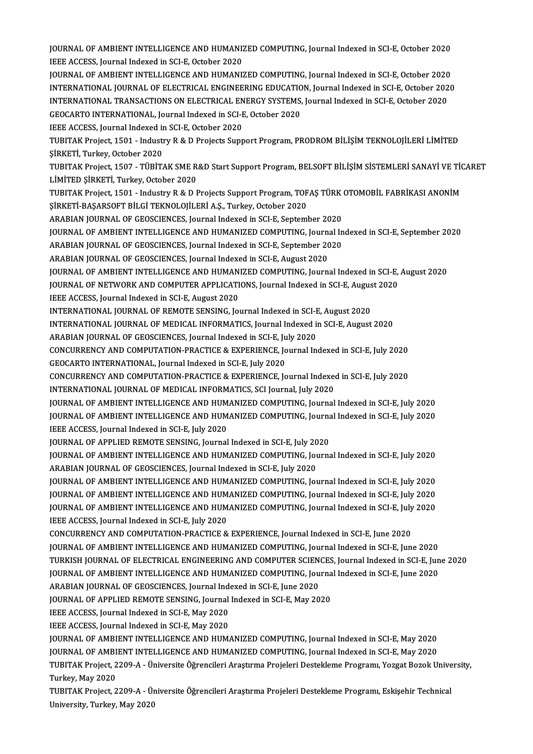JOURNAL OF AMBIENT INTELLIGENCE AND HUMANIZED COMPUTING, Journal Indexed in SCI-E, October 2020
IEEE ACCESS, Journal Indexed in SCI-E, October 2020
JOURNAL OF AMBIENT INTELLIGENCE AND HUMANIZED COMPUTING, Journal Indexed in SCI-E, October 2020
INTERNATIONAL JOURNAL OF ELECTRICAL ENGINEERING EDUCATION, Journal Indexed in SCI-E, October 2020
INTERNATIONAL TRANSACTIONS ON ELECTRICAL ENERGY SYSTEMS, Journal Indexed in SCI-E, October 2020
GEOCARTO INTERNATIONAL, Journal Indexed in SCI-E, October 2020
IEEE ACCESS, Journal Indexed in SCI-E, October 2020
TUBITAK Project, 1501 - Industry R & D Projects Support Program, PRODROM BİLİŞİM TEKNOLOJİLERİ LİMİTED ŞİRKETİ, Turkey, October 2020
TUBITAK Project, 1507 - TÜBİTAK SME R&D Start Support Program, BELSOFT BİLİŞİM SİSTEMLERİ SANAYİ VE TİCARET LİMİTED ŞİRKETİ, Turkey, October 2020
TUBITAK Project, 1501 - Industry R & D Projects Support Program, TOFAŞ TÜRK OTOMOBİL FABRİKASI ANONİM ŞİRKETİ-BAŞARSOFT BİLGİ TEKNOLOJİLERİ A.Ş., Turkey, October 2020
ARABIAN JOURNAL OF GEOSCIENCES, Journal Indexed in SCI-E, September 2020
JOURNAL OF AMBIENT INTELLIGENCE AND HUMANIZED COMPUTING, Journal Indexed in SCI-E, September 2020
ARABIAN JOURNAL OF GEOSCIENCES, Journal Indexed in SCI-E, September 2020
ARABIAN JOURNAL OF GEOSCIENCES, Journal Indexed in SCI-E, August 2020
JOURNAL OF AMBIENT INTELLIGENCE AND HUMANIZED COMPUTING, Journal Indexed in SCI-E, August 2020
JOURNAL OF NETWORK AND COMPUTER APPLICATIONS, Journal Indexed in SCI-E, August 2020
IEEE ACCESS, Journal Indexed in SCI-E, August 2020
INTERNATIONAL JOURNAL OF REMOTE SENSING, Journal Indexed in SCI-E, August 2020
INTERNATIONAL JOURNAL OF MEDICAL INFORMATICS, Journal Indexed in SCI-E, August 2020
ARABIAN JOURNAL OF GEOSCIENCES, Journal Indexed in SCI-E, July 2020
CONCURRENCY AND COMPUTATION-PRACTICE & EXPERIENCE, Journal Indexed in SCI-E, July 2020
GEOCARTO INTERNATIONAL, Journal Indexed in SCI-E, July 2020
CONCURRENCY AND COMPUTATION-PRACTICE & EXPERIENCE, Journal Indexed in SCI-E, July 2020
INTERNATIONAL JOURNAL OF MEDICAL INFORMATICS, SCI Journal, July 2020
JOURNAL OF AMBIENT INTELLIGENCE AND HUMANIZED COMPUTING, Journal Indexed in SCI-E, July 2020
JOURNAL OF AMBIENT INTELLIGENCE AND HUMANIZED COMPUTING, Journal Indexed in SCI-E, July 2020
IEEE ACCESS, Journal Indexed in SCI-E, July 2020
JOURNAL OF APPLIED REMOTE SENSING, Journal Indexed in SCI-E, July 2020
JOURNAL OF AMBIENT INTELLIGENCE AND HUMANIZED COMPUTING, Journal Indexed in SCI-E, July 2020
ARABIAN JOURNAL OF GEOSCIENCES, Journal Indexed in SCI-E, July 2020
JOURNAL OF AMBIENT INTELLIGENCE AND HUMANIZED COMPUTING, Journal Indexed in SCI-E, July 2020
JOURNAL OF AMBIENT INTELLIGENCE AND HUMANIZED COMPUTING, Journal Indexed in SCI-E, July 2020
JOURNAL OF AMBIENT INTELLIGENCE AND HUMANIZED COMPUTING, Journal Indexed in SCI-E, July 2020
IEEE ACCESS, Journal Indexed in SCI-E, July 2020
CONCURRENCY AND COMPUTATION-PRACTICE & EXPERIENCE, Journal Indexed in SCI-E, June 2020
JOURNAL OF AMBIENT INTELLIGENCE AND HUMANIZED COMPUTING, Journal Indexed in SCI-E, June 2020
TURKISH JOURNAL OF ELECTRICAL ENGINEERING AND COMPUTER SCIENCES, Journal Indexed in SCI-E, June 2020
JOURNAL OF AMBIENT INTELLIGENCE AND HUMANIZED COMPUTING, Journal Indexed in SCI-E, June 2020
ARABIAN JOURNAL OF GEOSCIENCES, Journal Indexed in SCI-E, June 2020
JOURNAL OF APPLIED REMOTE SENSING, Journal Indexed in SCI-E, May 2020
IEEE ACCESS, Journal Indexed in SCI-E, May 2020
IEEE ACCESS, Journal Indexed in SCI-E, May 2020
JOURNAL OF AMBIENT INTELLIGENCE AND HUMANIZED COMPUTING, Journal Indexed in SCI-E, May 2020
JOURNAL OF AMBIENT INTELLIGENCE AND HUMANIZED COMPUTING, Journal Indexed in SCI-E, May 2020
TUBITAK Project, 2209-A - Üniversite Öğrencileri Araştırma Projeleri Destekleme Programı, Yozgat Bozok University, Turkey, May 2020
TUBITAK Project, 2209-A - Üniversite Öğrencileri Araştırma Projeleri Destekleme Programı, Eskişehir Technical University, Turkey, May 2020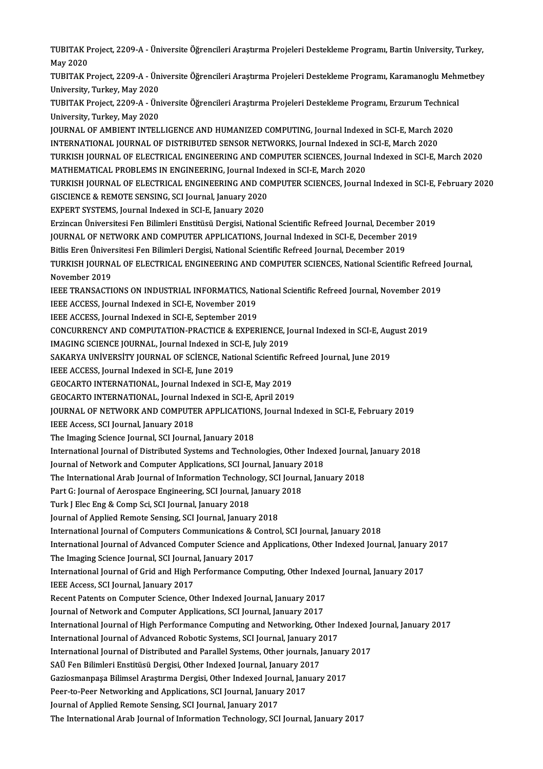TUBITAK Project, 2209-A - Üniversite Öğrencileri Araştırma Projeleri Destekleme Programı, Bartin University, Turkey, May 2020

TUBITAK Project, 2209-A - Üniversite Öğrencileri Araştırma Projeleri Destekleme Programı, Karamanoglu Mehmetbey University, Turkey, May 2020

TUBITAK Project, 2209-A - Üniversite Öğrencileri Araştırma Projeleri Destekleme Programı, Erzurum Technical University, Turkey, May 2020

JOURNAL OF AMBIENT INTELLIGENCE AND HUMANIZED COMPUTING, Journal Indexed in SCI-E, March 2020

INTERNATIONAL JOURNAL OF DISTRIBUTED SENSOR NETWORKS, Journal Indexed in SCI-E, March 2020

TURKISH JOURNAL OF ELECTRICAL ENGINEERING AND COMPUTER SCIENCES, Journal Indexed in SCI-E, March 2020

MATHEMATICAL PROBLEMS IN ENGINEERING, Journal Indexed in SCI-E, March 2020

TURKISH JOURNAL OF ELECTRICAL ENGINEERING AND COMPUTER SCIENCES, Journal Indexed in SCI-E, February 2020

GISCIENCE & REMOTE SENSING, SCI Journal, January 2020

EXPERT SYSTEMS, Journal Indexed in SCI-E, January 2020

Erzincan Üniversitesi Fen Bilimleri Enstitüsü Dergisi, National Scientific Refreed Journal, December 2019

JOURNAL OF NETWORK AND COMPUTER APPLICATIONS, Journal Indexed in SCI-E, December 2019

Bitlis Eren Üniversitesi Fen Bilimleri Dergisi, National Scientific Refreed Journal, December 2019

TURKISH JOURNAL OF ELECTRICAL ENGINEERING AND COMPUTER SCIENCES, National Scientific Refreed Journal, November 2019

IEEE TRANSACTIONS ON INDUSTRIAL INFORMATICS, National Scientific Refreed Journal, November 2019

IEEE ACCESS, Journal Indexed in SCI-E, November 2019

IEEE ACCESS, Journal Indexed in SCI-E, September 2019

CONCURRENCY AND COMPUTATION-PRACTICE & EXPERIENCE, Journal Indexed in SCI-E, August 2019

IMAGING SCIENCE JOURNAL, Journal Indexed in SCI-E, July 2019

SAKARYA UNİVERSİTY JOURNAL OF SCİENCE, National Scientific Refreed Journal, June 2019

IEEE ACCESS, Journal Indexed in SCI-E, June 2019

GEOCARTO INTERNATIONAL, Journal Indexed in SCI-E, May 2019

GEOCARTO INTERNATIONAL, Journal Indexed in SCI-E, April 2019

JOURNAL OF NETWORK AND COMPUTER APPLICATIONS, Journal Indexed in SCI-E, February 2019

IEEE Access, SCI Journal, January 2018

The Imaging Science Journal, SCI Journal, January 2018

International Journal of Distributed Systems and Technologies, Other Indexed Journal, January 2018

Journal of Network and Computer Applications, SCI Journal, January 2018

The International Arab Journal of Information Technology, SCI Journal, January 2018

Part G: Journal of Aerospace Engineering, SCI Journal, January 2018

Turk J Elec Eng & Comp Sci, SCI Journal, January 2018

Journal of Applied Remote Sensing, SCI Journal, January 2018

International Journal of Computers Communications & Control, SCI Journal, January 2018

International Journal of Advanced Computer Science and Applications, Other Indexed Journal, January 2017

The Imaging Science Journal, SCI Journal, January 2017

International Journal of Grid and High Performance Computing, Other Indexed Journal, January 2017

IEEE Access, SCI Journal, January 2017

Recent Patents on Computer Science, Other Indexed Journal, January 2017

Journal of Network and Computer Applications, SCI Journal, January 2017

International Journal of High Performance Computing and Networking, Other Indexed Journal, January 2017

International Journal of Advanced Robotic Systems, SCI Journal, January 2017

International Journal of Distributed and Parallel Systems, Other journals, January 2017

SAÜ Fen Bilimleri Enstitüsü Dergisi, Other Indexed Journal, January 2017

Gaziosmanpaşa Bilimsel Araştırma Dergisi, Other Indexed Journal, January 2017

Peer-to-Peer Networking and Applications, SCI Journal, January 2017

Journal of Applied Remote Sensing, SCI Journal, January 2017

The International Arab Journal of Information Technology, SCI Journal, January 2017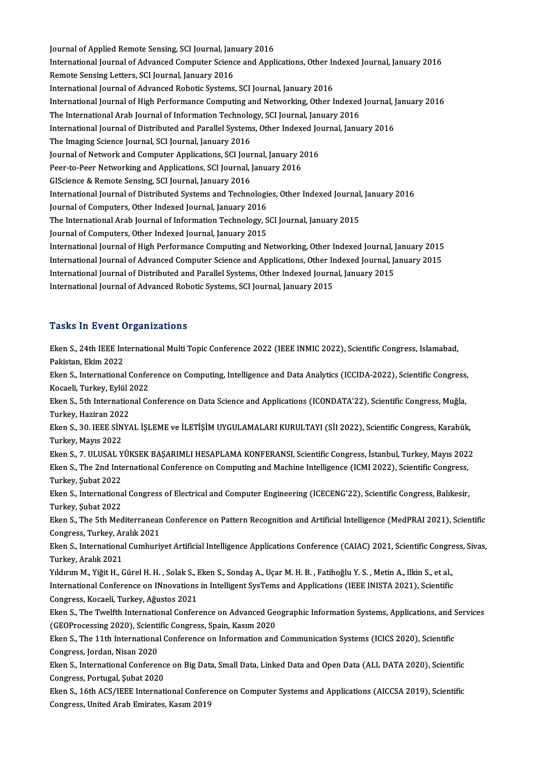Journal of Applied Remote Sensing, SCI Journal, January 2016
International Journal of Advanced Computer Science and Applications, Other Indexed Journal, January 2016
Remote Sensing Letters, SCI Journal, January 2016
International Journal of Advanced Robotic Systems, SCI Journal, January 2016
International Journal of High Performance Computing and Networking, Other Indexed Journal, January 2016
The International Arab Journal of Information Technology, SCI Journal, January 2016
International Journal of Distributed and Parallel Systems, Other Indexed Journal, January 2016
The Imaging Science Journal, SCI Journal, January 2016
Journal of Network and Computer Applications, SCI Journal, January 2016
Peer-to-Peer Networking and Applications, SCI Journal, January 2016
GIScience & Remote Sensing, SCI Journal, January 2016
International Journal of Distributed Systems and Technologies, Other Indexed Journal, January 2016
Journal of Computers, Other Indexed Journal, January 2016
The International Arab Journal of Information Technology, SCI Journal, January 2015
Journal of Computers, Other Indexed Journal, January 2015
International Journal of High Performance Computing and Networking, Other Indexed Journal, January 2015
International Journal of Advanced Computer Science and Applications, Other Indexed Journal, January 2015
International Journal of Distributed and Parallel Systems, Other Indexed Journal, January 2015
International Journal of Advanced Robotic Systems, SCI Journal, January 2015

## Tasks In Event Organizations

Eken S., 24th IEEE International Multi Topic Conference 2022 (IEEE INMIC 2022), Scientific Congress, Islamabad, Pakistan, Ekim 2022

Eken S., International Conference on Computing, Intelligence and Data Analytics (ICCIDA-2022), Scientific Congress, Kocaeli, Turkey, Eylül 2022

Eken S., 5th International Conference on Data Science and Applications (ICONDATA'22), Scientific Congress, Muğla, Turkey, Haziran 2022

Eken S., 30. IEEE SİNYAL İŞLEME ve İLETİŞİM UYGULAMALARI KURULTAYI (SİI 2022), Scientific Congress, Karabük, Turkey, Mayıs 2022

Eken S., 7. ULUSAL YÜKSEK BAŞARIMLI HESAPLAMA KONFERANSI, Scientific Congress, İstanbul, Turkey, Mayıs 2022

Eken S., The 2nd International Conference on Computing and Machine Intelligence (ICMI 2022), Scientific Congress, Turkey, Şubat 2022

Eken S., International Congress of Electrical and Computer Engineering (ICECENG'22), Scientific Congress, Balıkesir, Turkey, Şubat 2022

Eken S., The 5th Mediterranean Conference on Pattern Recognition and Artificial Intelligence (MedPRAI 2021), Scientific Congress, Turkey, Aralık 2021

Eken S., International Cumhuriyet Artificial Intelligence Applications Conference (CAIAC) 2021, Scientific Congress, Sivas, Turkey, Aralık 2021

Yıldırım M., Yiğit H., Gürel H. H. , Solak S., Eken S., Sondaş A., Uçar M. H. B. , Fatihoğlu Y. S. , Metin A., Ilkin S., et al., International Conference on INnovations in Intelligent SysTems and Applications (IEEE INISTA 2021), Scientific Congress, Kocaeli, Turkey, Ağustos 2021

Eken S., The Twelfth International Conference on Advanced Geographic Information Systems, Applications, and Services (GEOProcessing 2020), Scientific Congress, Spain, Kasım 2020

Eken S., The 11th International Conference on Information and Communication Systems (ICICS 2020), Scientific Congress, Jordan, Nisan 2020

Eken S., International Conference on Big Data, Small Data, Linked Data and Open Data (ALL DATA 2020), Scientific Congress, Portugal, Şubat 2020

Eken S., 16th ACS/IEEE International Conference on Computer Systems and Applications (AICCSA 2019), Scientific Congress, United Arab Emirates, Kasım 2019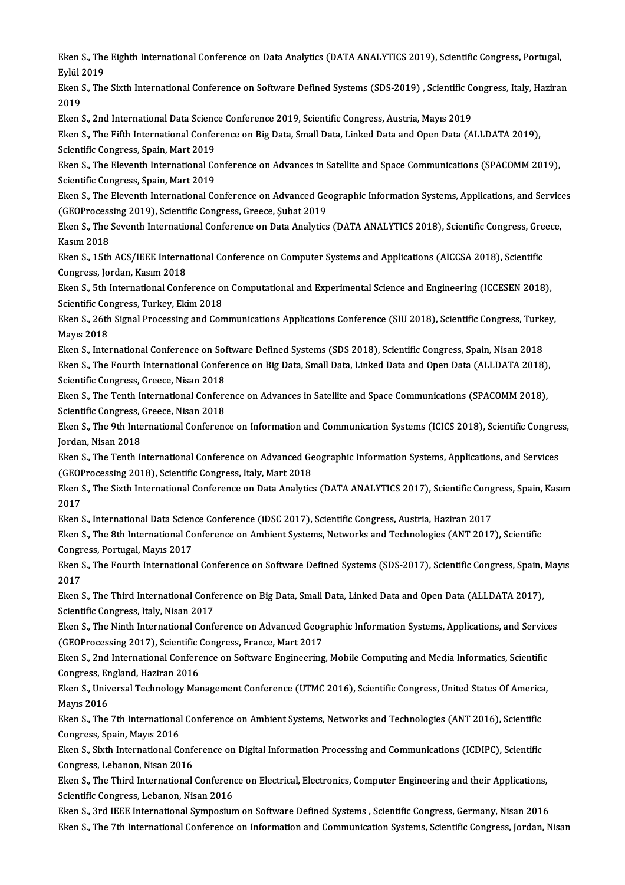Eken S., The Eighth International Conference on Data Analytics (DATA ANALYTICS 2019), Scientific Congress, Portugal, Eylül 2019

Eken S., The Sixth International Conference on Software Defined Systems (SDS-2019) , Scientific Congress, Italy, Haziran 2019

Eken S., 2nd International Data Science Conference 2019, Scientific Congress, Austria, Mayıs 2019

Eken S., The Fifth International Conference on Big Data, Small Data, Linked Data and Open Data (ALLDATA 2019), Scientific Congress, Spain, Mart 2019

Eken S., The Eleventh International Conference on Advances in Satellite and Space Communications (SPACOMM 2019), Scientific Congress, Spain, Mart 2019

Eken S., The Eleventh International Conference on Advanced Geographic Information Systems, Applications, and Services (GEOProcessing 2019), Scientific Congress, Greece, Şubat 2019

Eken S., The Seventh International Conference on Data Analytics (DATA ANALYTICS 2018), Scientific Congress, Greece, Kasım 2018

Eken S., 15th ACS/IEEE International Conference on Computer Systems and Applications (AICCSA 2018), Scientific Congress, Jordan, Kasım 2018

Eken S., 5th International Conference on Computational and Experimental Science and Engineering (ICCESEN 2018), Scientific Congress, Turkey, Ekim 2018

Eken S., 26th Signal Processing and Communications Applications Conference (SIU 2018), Scientific Congress, Turkey, Mayıs 2018

Eken S., International Conference on Software Defined Systems (SDS 2018), Scientific Congress, Spain, Nisan 2018

Eken S., The Fourth International Conference on Big Data, Small Data, Linked Data and Open Data (ALLDATA 2018), Scientific Congress, Greece, Nisan 2018

Eken S., The Tenth International Conference on Advances in Satellite and Space Communications (SPACOMM 2018), Scientific Congress, Greece, Nisan 2018

Eken S., The 9th International Conference on Information and Communication Systems (ICICS 2018), Scientific Congress, Jordan, Nisan 2018

Eken S., The Tenth International Conference on Advanced Geographic Information Systems, Applications, and Services (GEOProcessing 2018), Scientific Congress, Italy, Mart 2018

Eken S., The Sixth International Conference on Data Analytics (DATA ANALYTICS 2017), Scientific Congress, Spain, Kasım 2017

Eken S., International Data Science Conference (iDSC 2017), Scientific Congress, Austria, Haziran 2017

Eken S., The 8th International Conference on Ambient Systems, Networks and Technologies (ANT 2017), Scientific Congress, Portugal, Mayıs 2017

Eken S., The Fourth International Conference on Software Defined Systems (SDS-2017), Scientific Congress, Spain, Mayıs 2017

Eken S., The Third International Conference on Big Data, Small Data, Linked Data and Open Data (ALLDATA 2017), Scientific Congress, Italy, Nisan 2017

Eken S., The Ninth International Conference on Advanced Geographic Information Systems, Applications, and Services (GEOProcessing 2017), Scientific Congress, France, Mart 2017

Eken S., 2nd International Conference on Software Engineering, Mobile Computing and Media Informatics, Scientific Congress, England, Haziran 2016

Eken S., Universal Technology Management Conference (UTMC 2016), Scientific Congress, United States Of America, Mayıs 2016

Eken S., The 7th International Conference on Ambient Systems, Networks and Technologies (ANT 2016), Scientific Congress, Spain, Mayıs 2016

Eken S., Sixth International Conference on Digital Information Processing and Communications (ICDIPC), Scientific Congress, Lebanon, Nisan 2016

Eken S., The Third International Conference on Electrical, Electronics, Computer Engineering and their Applications, Scientific Congress, Lebanon, Nisan 2016

Eken S., 3rd IEEE International Symposium on Software Defined Systems , Scientific Congress, Germany, Nisan 2016

Eken S., The 7th International Conference on Information and Communication Systems, Scientific Congress, Jordan, Nisan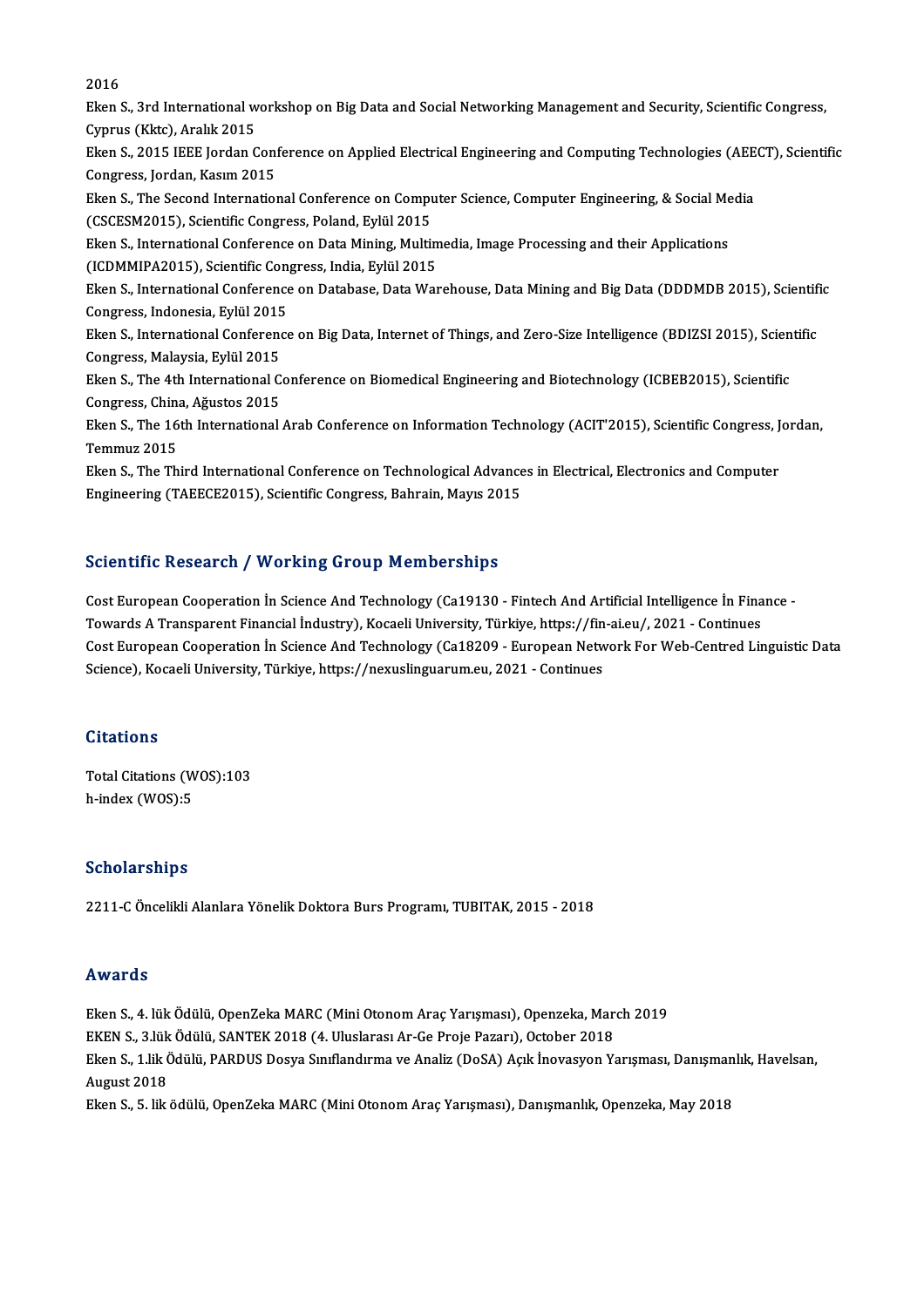2016

Eken S., 3rd International workshop on Big Data and Social Networking Management and Security, Scientific Congress, Cyprus (Kktc), Aralık 2015

Eken S., 2015 IEEE Jordan Conference on Applied Electrical Engineering and Computing Technologies (AEECT), Scientific Congress, Jordan, Kasım 2015

Eken S., The Second International Conference on Computer Science, Computer Engineering, & Social Media (CSCESM2015), Scientific Congress, Poland, Eylül 2015

Eken S., International Conference on Data Mining, Multimedia, Image Processing and their Applications (ICDMMIPA2015), Scientific Congress, India, Eylül 2015

Eken S., International Conference on Database, Data Warehouse, Data Mining and Big Data (DDDMDB 2015), Scientific Congress, Indonesia, Eylül 2015

Eken S., International Conference on Big Data, Internet of Things, and Zero-Size Intelligence (BDIZSI 2015), Scientific Congress, Malaysia, Eylül 2015

Eken S., The 4th International Conference on Biomedical Engineering and Biotechnology (ICBEB2015), Scientific Congress, China, Ağustos 2015

Eken S., The 16th International Arab Conference on Information Technology (ACIT'2015), Scientific Congress, Jordan, Temmuz 2015

Eken S., The Third International Conference on Technological Advances in Electrical, Electronics and Computer Engineering (TAEECE2015), Scientific Congress, Bahrain, Mayıs 2015

## Scientific Research / Working Group Memberships

Cost European Cooperation İn Science And Technology (Ca19130 - Fintech And Artificial Intelligence İn Finance - Towards A Transparent Financial İndustry), Kocaeli University, Türkiye, https://fin-ai.eu/, 2021 - Continues

Cost European Cooperation İn Science And Technology (Ca18209 - European Network For Web-Centred Linguistic Data Science), Kocaeli University, Türkiye, https://nexuslinguarum.eu, 2021 - Continues

## Citations

Total Citations (WOS):103

h-index (WOS):5

## Scholarships

2211-C Öncelikli Alanlara Yönelik Doktora Burs Programı, TUBITAK, 2015 - 2018

## Awards

Eken S., 4. lük Ödülü, OpenZeka MARC (Mini Otonom Araç Yarışması), Openzeka, March 2019

EKEN S., 3.lük Ödülü, SANTEK 2018 (4. Uluslarası Ar-Ge Proje Pazarı), October 2018

Eken S., 1.lik Ödülü, PARDUS Dosya Sınıflandırma ve Analiz (DoSA) Açık İnovasyon Yarışması, Danışmanlık, Havelsan, August 2018

Eken S., 5. lik ödülü, OpenZeka MARC (Mini Otonom Araç Yarışması), Danışmanlık, Openzeka, May 2018